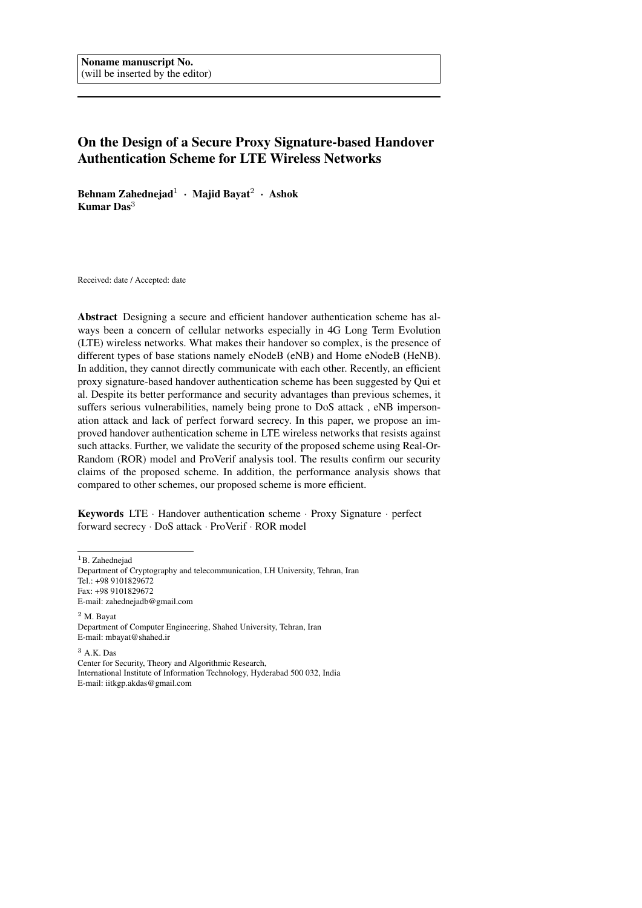**Noname manuscript No.**
(will be inserted by the editor)

# On the Design of a Secure Proxy Signature-based Handover Authentication Scheme for LTE Wireless Networks

**Behnam Zahednejad**[1] · **Majid Bayat**[2] · **Ashok Kumar Das**[3]

Received: date / Accepted: date

**Abstract** Designing a secure and efficient handover authentication scheme has always been a concern of cellular networks especially in 4G Long Term Evolution (LTE) wireless networks. What makes their handover so complex, is the presence of different types of base stations namely eNodeB (eNB) and Home eNodeB (HeNB). In addition, they cannot directly communicate with each other. Recently, an efficient proxy signature-based handover authentication scheme has been suggested by Qui et al. Despite its better performance and security advantages than previous schemes, it suffers serious vulnerabilities, namely being prone to DoS attack , eNB impersonation attack and lack of perfect forward secrecy. In this paper, we propose an improved handover authentication scheme in LTE wireless networks that resists against such attacks. Further, we validate the security of the proposed scheme using Real-Or-Random (ROR) model and ProVerif analysis tool. The results confirm our security claims of the proposed scheme. In addition, the performance analysis shows that compared to other schemes, our proposed scheme is more efficient.

**Keywords** LTE · Handover authentication scheme · Proxy Signature · perfect forward secrecy · DoS attack · ProVerif · ROR model

---

[1] B. Zahednejad
Department of Cryptography and telecommunication, I.H University, Tehran, Iran
Tel.: +98 9101829672
Fax: +98 9101829672
E-mail: zahednejadb@gmail.com

[2] M. Bayat
Department of Computer Engineering, Shahed University, Tehran, Iran
E-mail: mbayat@shahed.ir

[3] A.K. Das
Center for Security, Theory and Algorithmic Research,
International Institute of Information Technology, Hyderabad 500 032, India
E-mail: iitkgp.akdas@gmail.com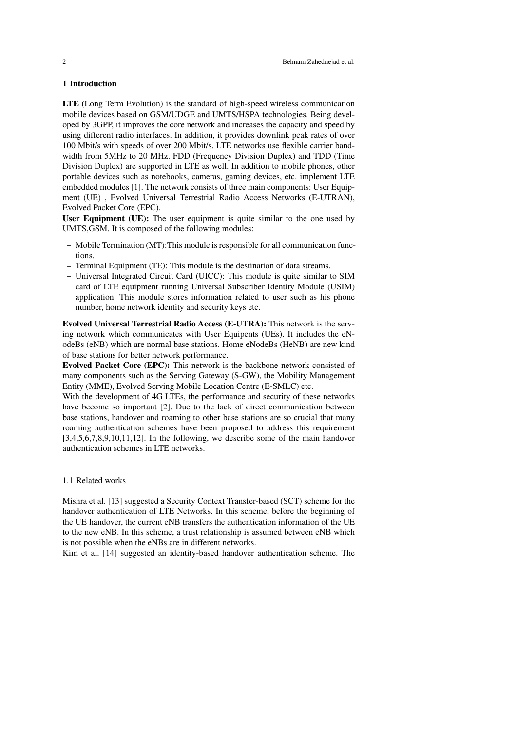## 1 Introduction

**LTE** (Long Term Evolution) is the standard of high-speed wireless communication mobile devices based on GSM/UDGE and UMTS/HSPA technologies. Being developed by 3GPP, it improves the core network and increases the capacity and speed by using different radio interfaces. In addition, it provides downlink peak rates of over 100 Mbit/s with speeds of over 200 Mbit/s. LTE networks use flexible carrier bandwidth from 5MHz to 20 MHz. FDD (Frequency Division Duplex) and TDD (Time Division Duplex) are supported in LTE as well. In addition to mobile phones, other portable devices such as notebooks, cameras, gaming devices, etc. implement LTE embedded modules [1]. The network consists of three main components: User Equipment (UE) , Evolved Universal Terrestrial Radio Access Networks (E-UTRAN), Evolved Packet Core (EPC).

**User Equipment (UE):** The user equipment is quite similar to the one used by UMTS,GSM. It is composed of the following modules:

- Mobile Termination (MT):This module is responsible for all communication functions.
- Terminal Equipment (TE): This module is the destination of data streams.
- Universal Integrated Circuit Card (UICC): This module is quite similar to SIM card of LTE equipment running Universal Subscriber Identity Module (USIM) application. This module stores information related to user such as his phone number, home network identity and security keys etc.

**Evolved Universal Terrestrial Radio Access (E-UTRA):** This network is the serving network which communicates with User Equipents (UEs). It includes the eNodeBs (eNB) which are normal base stations. Home eNodeBs (HeNB) are new kind of base stations for better network performance.

**Evolved Packet Core (EPC):** This network is the backbone network consisted of many components such as the Serving Gateway (S-GW), the Mobility Management Entity (MME), Evolved Serving Mobile Location Centre (E-SMLC) etc.

With the development of 4G LTEs, the performance and security of these networks have become so important [2]. Due to the lack of direct communication between base stations, handover and roaming to other base stations are so crucial that many roaming authentication schemes have been proposed to address this requirement [3,4,5,6,7,8,9,10,11,12]. In the following, we describe some of the main handover authentication schemes in LTE networks.

### 1.1 Related works

Mishra et al. [13] suggested a Security Context Transfer-based (SCT) scheme for the handover authentication of LTE Networks. In this scheme, before the beginning of the UE handover, the current eNB transfers the authentication information of the UE to the new eNB. In this scheme, a trust relationship is assumed between eNB which is not possible when the eNBs are in different networks.

Kim et al. [14] suggested an identity-based handover authentication scheme. The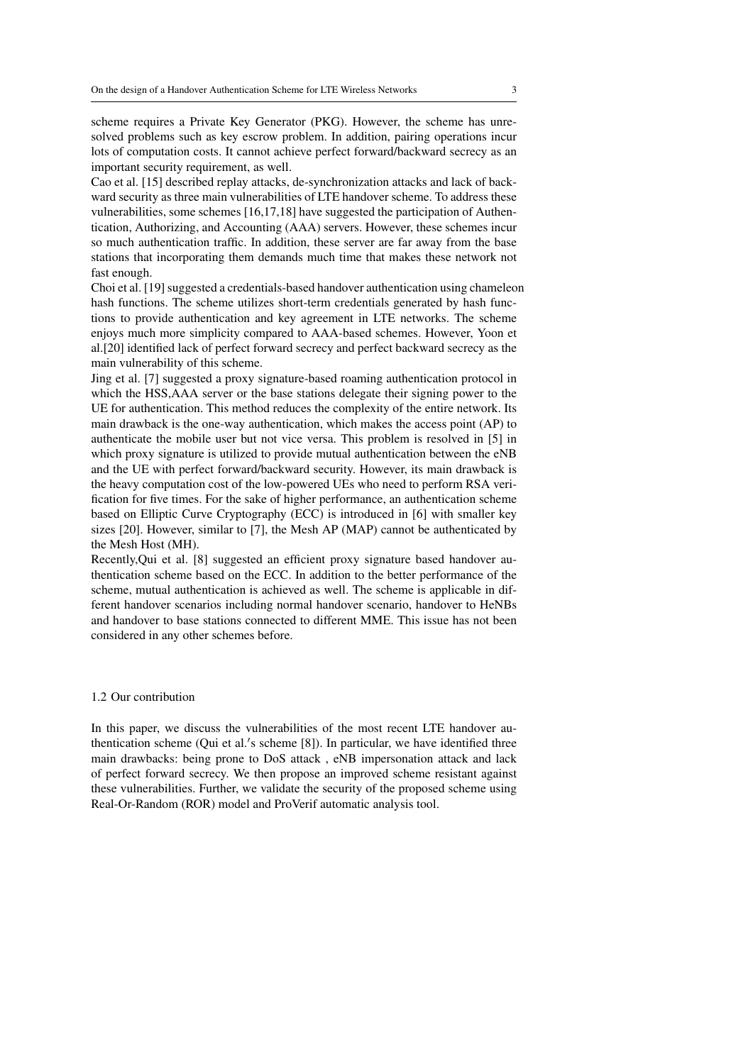scheme requires a Private Key Generator (PKG). However, the scheme has unresolved problems such as key escrow problem. In addition, pairing operations incur lots of computation costs. It cannot achieve perfect forward/backward secrecy as an important security requirement, as well.

Cao et al. [15] described replay attacks, de-synchronization attacks and lack of backward security as three main vulnerabilities of LTE handover scheme. To address these vulnerabilities, some schemes [16,17,18] have suggested the participation of Authentication, Authorizing, and Accounting (AAA) servers. However, these schemes incur so much authentication traffic. In addition, these server are far away from the base stations that incorporating them demands much time that makes these network not fast enough.

Choi et al. [19] suggested a credentials-based handover authentication using chameleon hash functions. The scheme utilizes short-term credentials generated by hash functions to provide authentication and key agreement in LTE networks. The scheme enjoys much more simplicity compared to AAA-based schemes. However, Yoon et al.[20] identified lack of perfect forward secrecy and perfect backward secrecy as the main vulnerability of this scheme.

Jing et al. [7] suggested a proxy signature-based roaming authentication protocol in which the HSS,AAA server or the base stations delegate their signing power to the UE for authentication. This method reduces the complexity of the entire network. Its main drawback is the one-way authentication, which makes the access point (AP) to authenticate the mobile user but not vice versa. This problem is resolved in [5] in which proxy signature is utilized to provide mutual authentication between the eNB and the UE with perfect forward/backward security. However, its main drawback is the heavy computation cost of the low-powered UEs who need to perform RSA verification for five times. For the sake of higher performance, an authentication scheme based on Elliptic Curve Cryptography (ECC) is introduced in [6] with smaller key sizes [20]. However, similar to [7], the Mesh AP (MAP) cannot be authenticated by the Mesh Host (MH).

Recently,Qui et al. [8] suggested an efficient proxy signature based handover authentication scheme based on the ECC. In addition to the better performance of the scheme, mutual authentication is achieved as well. The scheme is applicable in different handover scenarios including normal handover scenario, handover to HeNBs and handover to base stations connected to different MME. This issue has not been considered in any other schemes before.

### 1.2 Our contribution

In this paper, we discuss the vulnerabilities of the most recent LTE handover authentication scheme (Qui et al.′s scheme [8]). In particular, we have identified three main drawbacks: being prone to DoS attack , eNB impersonation attack and lack of perfect forward secrecy. We then propose an improved scheme resistant against these vulnerabilities. Further, we validate the security of the proposed scheme using Real-Or-Random (ROR) model and ProVerif automatic analysis tool.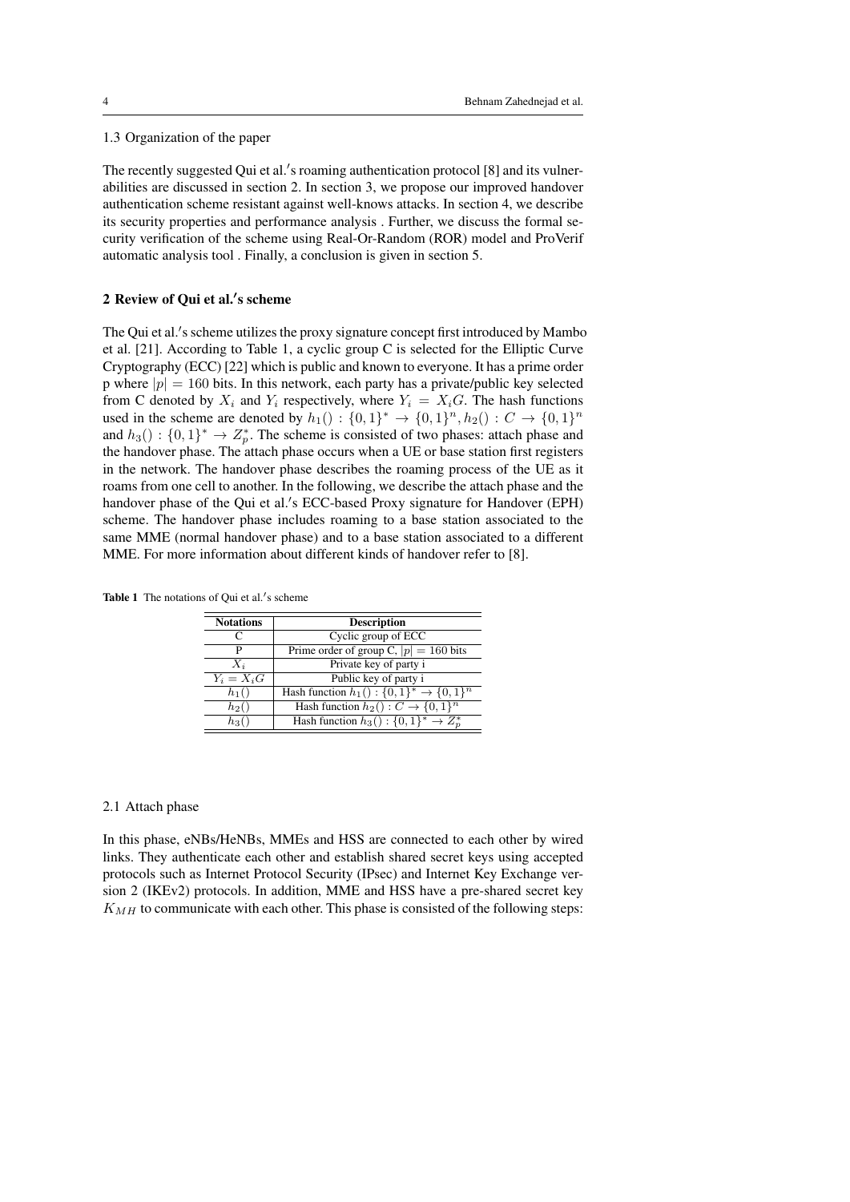### 1.3 Organization of the paper

The recently suggested Qui et al.′s roaming authentication protocol [8] and its vulnerabilities are discussed in section 2. In section 3, we propose our improved handover authentication scheme resistant against well-knows attacks. In section 4, we describe its security properties and performance analysis . Further, we discuss the formal security verification of the scheme using Real-Or-Random (ROR) model and ProVerif automatic analysis tool . Finally, a conclusion is given in section 5.

## 2 Review of Qui et al.′s scheme

The Qui et al.′s scheme utilizes the proxy signature concept first introduced by Mambo et al. [21]. According to Table 1, a cyclic group C is selected for the Elliptic Curve Cryptography (ECC) [22] which is public and known to everyone. It has a prime order p where $|p| = 160$ bits. In this network, each party has a private/public key selected from C denoted by $X_i$ and $Y_i$ respectively, where $Y_i = X_i G$. The hash functions used in the scheme are denoted by $h_1() : \{0,1\}^* \rightarrow \{0,1\}^n, h_2() : C \rightarrow \{0,1\}^n$ and $h_3() : \{0,1\}^* \rightarrow Z_p^*$. The scheme is consisted of two phases: attach phase and the handover phase. The attach phase occurs when a UE or base station first registers in the network. The handover phase describes the roaming process of the UE as it roams from one cell to another. In the following, we describe the attach phase and the handover phase of the Qui et al.′s ECC-based Proxy signature for Handover (EPH) scheme. The handover phase includes roaming to a base station associated to the same MME (normal handover phase) and to a base station associated to a different MME. For more information about different kinds of handover refer to [8].

**Table 1** The notations of Qui et al.′s scheme

| Notations | Description |
|---|---|
| C | Cyclic group of ECC |
| P | Prime order of group C, $\|p\| = 160$ bits |
| $X_i$ | Private key of party i |
| $Y_i = X_i G$ | Public key of party i |
| $h_1()$ | Hash function $h_1() : \{0,1\}^* \rightarrow \{0,1\}^n$ |
| $h_2()$ | Hash function $h_2() : C \rightarrow \{0,1\}^n$ |
| $h_3()$ | Hash function $h_3() : \{0,1\}^* \rightarrow Z_p^*$ |

### 2.1 Attach phase

In this phase, eNBs/HeNBs, MMEs and HSS are connected to each other by wired links. They authenticate each other and establish shared secret keys using accepted protocols such as Internet Protocol Security (IPsec) and Internet Key Exchange version 2 (IKEv2) protocols. In addition, MME and HSS have a pre-shared secret key $K_{MH}$ to communicate with each other. This phase is consisted of the following steps: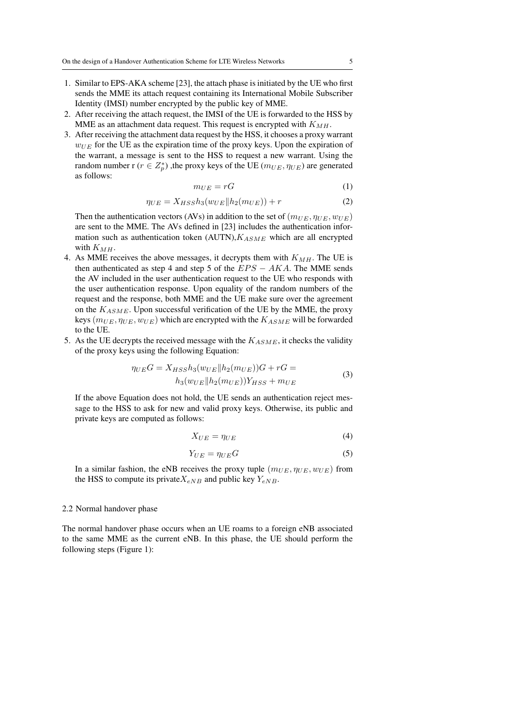1. Similar to EPS-AKA scheme [23], the attach phase is initiated by the UE who first sends the MME its attach request containing its International Mobile Subscriber Identity (IMSI) number encrypted by the public key of MME.
2. After receiving the attach request, the IMSI of the UE is forwarded to the HSS by MME as an attachment data request. This request is encrypted with $K_{MH}$.
3. After receiving the attachment data request by the HSS, it chooses a proxy warrant $w_{UE}$ for the UE as the expiration time of the proxy keys. Upon the expiration of the warrant, a message is sent to the HSS to request a new warrant. Using the random number r ($r \in Z_p^*$) ,the proxy keys of the UE ($m_{UE}, \eta_{UE}$) are generated as follows:

$$m_{UE} = rG \tag{1}$$

$$\eta_{UE} = X_{HSS} h_3(w_{UE} \| h_2(m_{UE})) + r \tag{2}$$

   Then the authentication vectors (AVs) in addition to the set of $(m_{UE}, \eta_{UE}, w_{UE})$ are sent to the MME. The AVs defined in [23] includes the authentication information such as authentication token (AUTN),$K_{ASME}$ which are all encrypted with $K_{MH}$.
4. As MME receives the above messages, it decrypts them with $K_{MH}$. The UE is then authenticated as step 4 and step 5 of the $EPS-AKA$. The MME sends the AV included in the user authentication request to the UE who responds with the user authentication response. Upon equality of the random numbers of the request and the response, both MME and the UE make sure over the agreement on the $K_{ASME}$. Upon successful verification of the UE by the MME, the proxy keys $(m_{UE}, \eta_{UE}, w_{UE})$ which are encrypted with the $K_{ASME}$ will be forwarded to the UE.
5. As the UE decrypts the received message with the $K_{ASME}$, it checks the validity of the proxy keys using the following Equation:

$$\eta_{UE} G = X_{HSS} h_3(w_{UE} \| h_2(m_{UE}))G + rG = h_3(w_{UE} \| h_2(m_{UE}))Y_{HSS} + m_{UE} \tag{3}$$

   If the above Equation does not hold, the UE sends an authentication reject message to the HSS to ask for new and valid proxy keys. Otherwise, its public and private keys are computed as follows:

$$X_{UE} = \eta_{UE} \tag{4}$$

$$Y_{UE} = \eta_{UE} G \tag{5}$$

   In a similar fashion, the eNB receives the proxy tuple $(m_{UE}, \eta_{UE}, w_{UE})$ from the HSS to compute its private$X_{eNB}$ and public key $Y_{eNB}$.

### 2.2 Normal handover phase

The normal handover phase occurs when an UE roams to a foreign eNB associated to the same MME as the current eNB. In this phase, the UE should perform the following steps (Figure 1):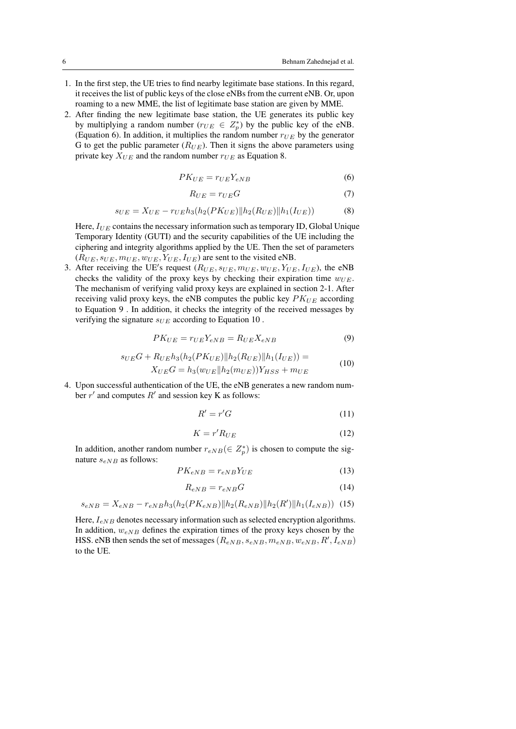1. In the first step, the UE tries to find nearby legitimate base stations. In this regard, it receives the list of public keys of the close eNBs from the current eNB. Or, upon roaming to a new MME, the list of legitimate base station are given by MME.
2. After finding the new legitimate base station, the UE generates its public key by multiplying a random number ($r_{UE} \in Z_p^*$) by the public key of the eNB. (Equation 6). In addition, it multiplies the random number $r_{UE}$ by the generator G to get the public parameter ($R_{UE}$). Then it signs the above parameters using private key $X_{UE}$ and the random number $r_{UE}$ as Equation 8.

$$PK_{UE} = r_{UE}Y_{eNB} \tag{6}$$

$$R_{UE} = r_{UE}G \tag{7}$$

$$s_{UE} = X_{UE} - r_{UE}h_3(h_2(PK_{UE})\|h_2(R_{UE})\|h_1(I_{UE})) \tag{8}$$

Here, $I_{UE}$ contains the necessary information such as temporary ID, Global Unique Temporary Identity (GUTI) and the security capabilities of the UE including the ciphering and integrity algorithms applied by the UE. Then the set of parameters $(R_{UE}, s_{UE}, m_{UE}, w_{UE}, Y_{UE}, I_{UE})$ are sent to the visited eNB.

3. After receiving the UE's request $(R_{UE}, s_{UE}, m_{UE}, w_{UE}, Y_{UE}, I_{UE})$, the eNB checks the validity of the proxy keys by checking their expiration time $w_{UE}$. The mechanism of verifying valid proxy keys are explained in section 2-1. After receiving valid proxy keys, the eNB computes the public key $PK_{UE}$ according to Equation 9 . In addition, it checks the integrity of the received messages by verifying the signature $s_{UE}$ according to Equation 10 .

$$PK_{UE} = r_{UE}Y_{eNB} = R_{UE}X_{eNB} \tag{9}$$

$$\begin{aligned} s_{UE}G + R_{UE}h_3(h_2(PK_{UE})\|h_2(R_{UE})\|h_1(I_{UE})) &= \\ X_{UE}G = h_3(w_{UE}\|h_2(m_{UE}))Y_{HSS} + m_{UE} \end{aligned} \tag{10}$$

4. Upon successful authentication of the UE, the eNB generates a new random number $r'$ and computes $R'$ and session key K as follows:

$$R' = r'G \tag{11}$$

$$K = r'R_{UE} \tag{12}$$

In addition, another random number $r_{eNB}(\in Z_p^*)$ is chosen to compute the signature $s_{eNB}$ as follows:

$$PK_{eNB} = r_{eNB}Y_{UE} \tag{13}$$

$$R_{eNB} = r_{eNB}G \tag{14}$$

$$s_{eNB} = X_{eNB} - r_{eNB}h_3(h_2(PK_{eNB})\|h_2(R_{eNB})\|h_2(R')\|h_1(I_{eNB})) \tag{15}$$

Here, $I_{eNB}$ denotes necessary information such as selected encryption algorithms. In addition, $w_{eNB}$ defines the expiration times of the proxy keys chosen by the HSS. eNB then sends the set of messages $(R_{eNB}, s_{eNB}, m_{eNB}, w_{eNB}, R', I_{eNB})$ to the UE.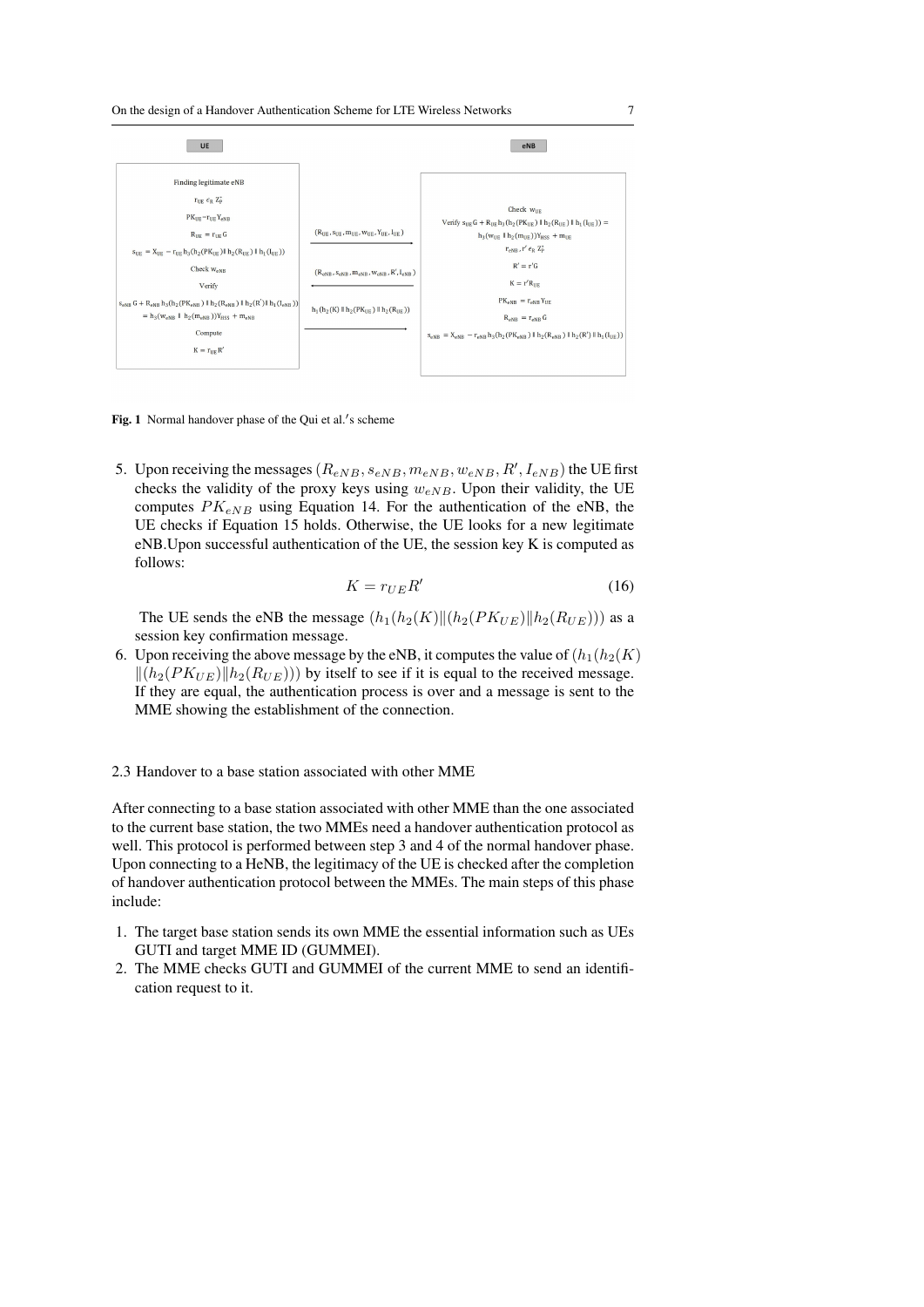UE

Finding legitimate eNB

$r_{UE} \in_R Z_P^*$

$PK_{UE} = r_{UE} Y_{eNB}$

$R_{UE} = r_{UE} G$

$s_{UE} = X_{UE} - r_{UE} h_3(h_2(PK_{UE}) \| h_2(R_{UE}) \| h_1(I_{UE}))$

Check $w_{eNB}$

Verify

$s_{eNB} G + R_{eNB} h_3(h_2(PK_{eNB}) \| h_2(R_{eNB}) \| h_2(R') \| h_1(I_{eNB}))$
$= h_3(w_{eNB} \| h_2(m_{eNB})) Y_{HSS} + m_{eNB}$

Compute

$K = r_{UE} R'$

$(R_{UE}, s_{UE}, m_{UE}, w_{UE}, Y_{UE}, I_{UE})$

$(R_{eNB}, s_{eNB}, m_{eNB}, w_{eNB}, R', I_{eNB})$

$h_1(h_2(K) \| h_2(PK_{UE}) \| h_2(R_{UE}))$

eNB

Check $w_{UE}$

Verify $s_{UE} G + R_{UE} h_3(h_2(PK_{UE}) \| h_2(R_{UE}) \| h_1(I_{UE})) =$
$h_3(w_{UE} \| h_2(m_{UE})) Y_{HSS} + m_{UE}$

$r_{eNB}, r' \in_R Z_P^*$

$R' = r' G$

$K = r' R_{UE}$

$PK_{eNB} = r_{eNB} Y_{UE}$

$R_{eNB} = r_{eNB} G$

$s_{eNB} = X_{eNB} - r_{eNB} h_3(h_2(PK_{eNB}) \| h_2(R_{eNB}) \| h_2(R') \| h_1(I_{UE}))$

**Fig. 1** Normal handover phase of the Qui et al.'s scheme

5. Upon receiving the messages $(R_{eNB}, s_{eNB}, m_{eNB}, w_{eNB}, R', I_{eNB})$ the UE first checks the validity of the proxy keys using $w_{eNB}$. Upon their validity, the UE computes $PK_{eNB}$ using Equation 14. For the authentication of the eNB, the UE checks if Equation 15 holds. Otherwise, the UE looks for a new legitimate eNB.Upon successful authentication of the UE, the session key K is computed as follows:

$$K = r_{UE} R' \tag{16}$$

The UE sends the eNB the message $(h_1(h_2(K) \| (h_2(PK_{UE}) \| h_2(R_{UE})))$ as a session key confirmation message.

6. Upon receiving the above message by the eNB, it computes the value of $(h_1(h_2(K) \| (h_2(PK_{UE}) \| h_2(R_{UE})))$ by itself to see if it is equal to the received message. If they are equal, the authentication process is over and a message is sent to the MME showing the establishment of the connection.

### 2.3 Handover to a base station associated with other MME

After connecting to a base station associated with other MME than the one associated to the current base station, the two MMEs need a handover authentication protocol as well. This protocol is performed between step 3 and 4 of the normal handover phase. Upon connecting to a HeNB, the legitimacy of the UE is checked after the completion of handover authentication protocol between the MMEs. The main steps of this phase include:

1. The target base station sends its own MME the essential information such as UEs GUTI and target MME ID (GUMMEI).
2. The MME checks GUTI and GUMMEI of the current MME to send an identification request to it.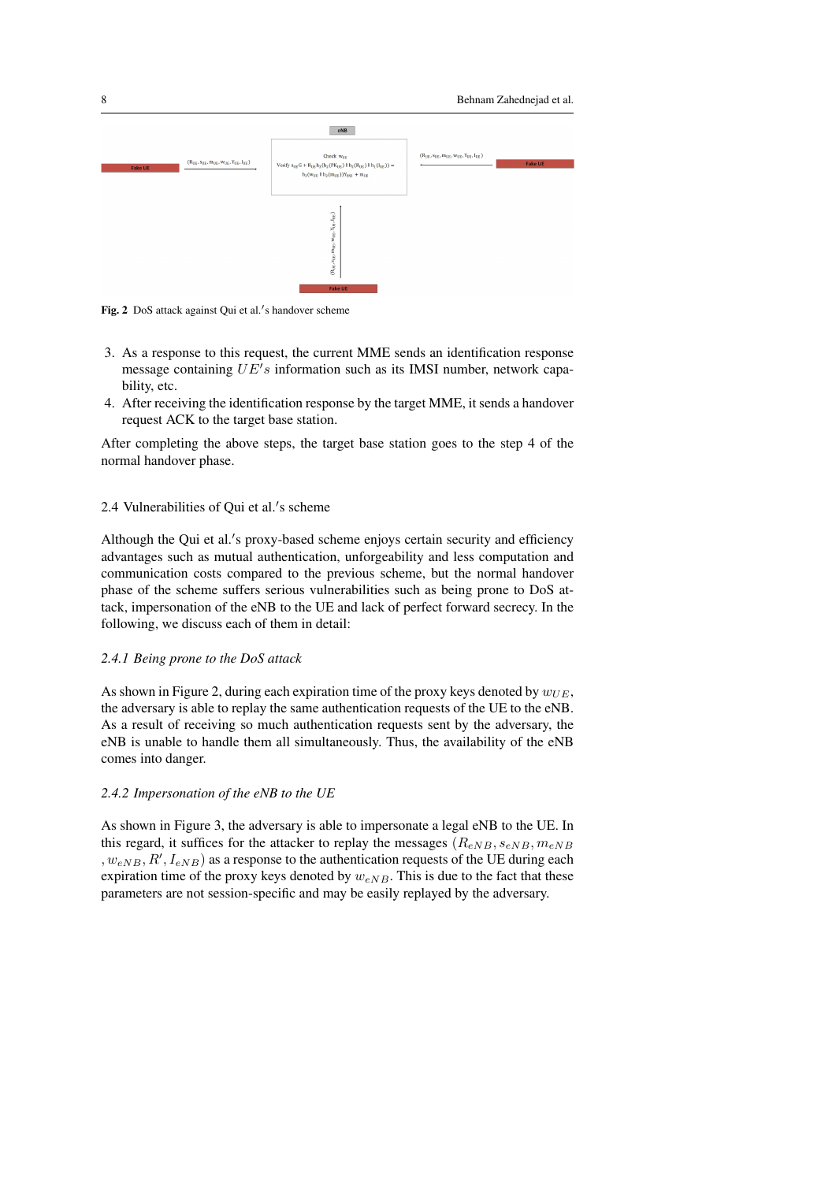eNB

Check $w_{UE}$

Verify $s_{UE}G + R_{UE}h_3(h_2(PK_{UE}) \parallel h_1(R_{UE}) \parallel h_1(I_{UE})) = h_3(w_{UE} \parallel h_2(m_{UE}))Y_{SSS} + m_{UE}$

Fake UE — $(R_{UE}, s_{UE}, m_{UE}, w_{UE}, Y_{UE}, I_{UE})$

Fake UE — $(R_{UE}, s_{UE}, m_{UE}, w_{UE}, Y_{UE}, I_{UE})$

Fake UE — $(R_{UE}, s_{UE}, m_{UE}, w_{UE}, Y_{UE}, I_{UE})$

**Fig. 2** DoS attack against Qui et al.′s handover scheme

3. As a response to this request, the current MME sends an identification response message containing $UE's$ information such as its IMSI number, network capability, etc.
4. After receiving the identification response by the target MME, it sends a handover request ACK to the target base station.

After completing the above steps, the target base station goes to the step 4 of the normal handover phase.

## 2.4 Vulnerabilities of Qui et al.′s scheme

Although the Qui et al.′s proxy-based scheme enjoys certain security and efficiency advantages such as mutual authentication, unforgeability and less computation and communication costs compared to the previous scheme, but the normal handover phase of the scheme suffers serious vulnerabilities such as being prone to DoS attack, impersonation of the eNB to the UE and lack of perfect forward secrecy. In the following, we discuss each of them in detail:

### *2.4.1 Being prone to the DoS attack*

As shown in Figure 2, during each expiration time of the proxy keys denoted by $w_{UE}$, the adversary is able to replay the same authentication requests of the UE to the eNB. As a result of receiving so much authentication requests sent by the adversary, the eNB is unable to handle them all simultaneously. Thus, the availability of the eNB comes into danger.

### *2.4.2 Impersonation of the eNB to the UE*

As shown in Figure 3, the adversary is able to impersonate a legal eNB to the UE. In this regard, it suffices for the attacker to replay the messages $(R_{eNB}, s_{eNB}, m_{eNB}, w_{eNB}, R', I_{eNB})$ as a response to the authentication requests of the UE during each expiration time of the proxy keys denoted by $w_{eNB}$. This is due to the fact that these parameters are not session-specific and may be easily replayed by the adversary.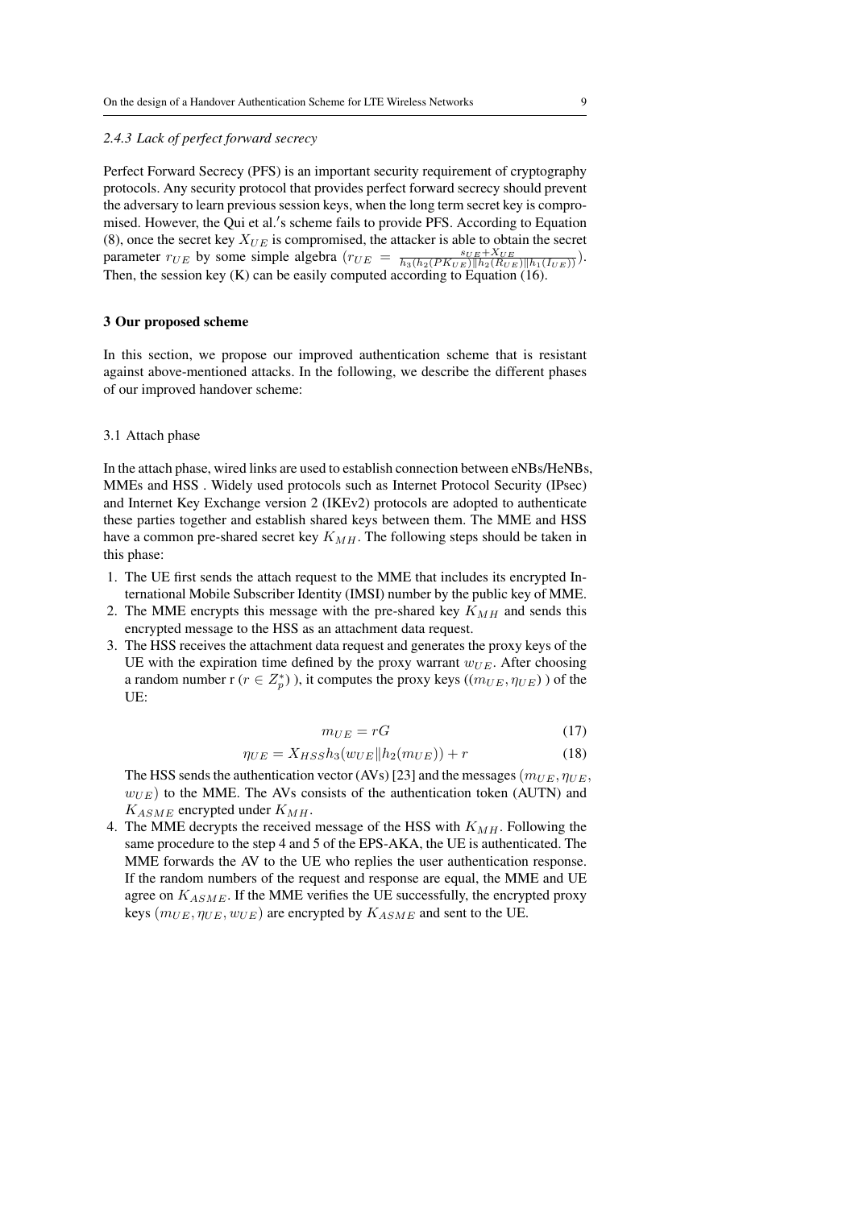#### 2.4.3 Lack of perfect forward secrecy

Perfect Forward Secrecy (PFS) is an important security requirement of cryptography protocols. Any security protocol that provides perfect forward secrecy should prevent the adversary to learn previous session keys, when the long term secret key is compromised. However, the Qui et al.′s scheme fails to provide PFS. According to Equation (8), once the secret key $X_{UE}$ is compromised, the attacker is able to obtain the secret parameter $r_{UE}$ by some simple algebra ($r_{UE} = \frac{s_{UE}+X_{UE}}{h_3(h_2(PK_{UE})\|h_2(R_{UE})\|h_1(I_{UE}))}$). Then, the session key (K) can be easily computed according to Equation (16).

## 3 Our proposed scheme

In this section, we propose our improved authentication scheme that is resistant against above-mentioned attacks. In the following, we describe the different phases of our improved handover scheme:

### 3.1 Attach phase

In the attach phase, wired links are used to establish connection between eNBs/HeNBs, MMEs and HSS . Widely used protocols such as Internet Protocol Security (IPsec) and Internet Key Exchange version 2 (IKEv2) protocols are adopted to authenticate these parties together and establish shared keys between them. The MME and HSS have a common pre-shared secret key $K_{MH}$. The following steps should be taken in this phase:

1. The UE first sends the attach request to the MME that includes its encrypted International Mobile Subscriber Identity (IMSI) number by the public key of MME.
2. The MME encrypts this message with the pre-shared key $K_{MH}$ and sends this encrypted message to the HSS as an attachment data request.
3. The HSS receives the attachment data request and generates the proxy keys of the UE with the expiration time defined by the proxy warrant $w_{UE}$. After choosing a random number r ($r \in Z_p^*$) ), it computes the proxy keys (($m_{UE}, \eta_{UE}$) ) of the UE:

$$m_{UE} = rG \tag{17}$$

$$\eta_{UE} = X_{HSS}h_3(w_{UE}\|h_2(m_{UE})) + r \tag{18}$$

   The HSS sends the authentication vector (AVs) [23] and the messages ($m_{UE}, \eta_{UE}$, $w_{UE}$) to the MME. The AVs consists of the authentication token (AUTN) and $K_{ASME}$ encrypted under $K_{MH}$.
4. The MME decrypts the received message of the HSS with $K_{MH}$. Following the same procedure to the step 4 and 5 of the EPS-AKA, the UE is authenticated. The MME forwards the AV to the UE who replies the user authentication response. If the random numbers of the request and response are equal, the MME and UE agree on $K_{ASME}$. If the MME verifies the UE successfully, the encrypted proxy keys ($m_{UE}, \eta_{UE}, w_{UE}$) are encrypted by $K_{ASME}$ and sent to the UE.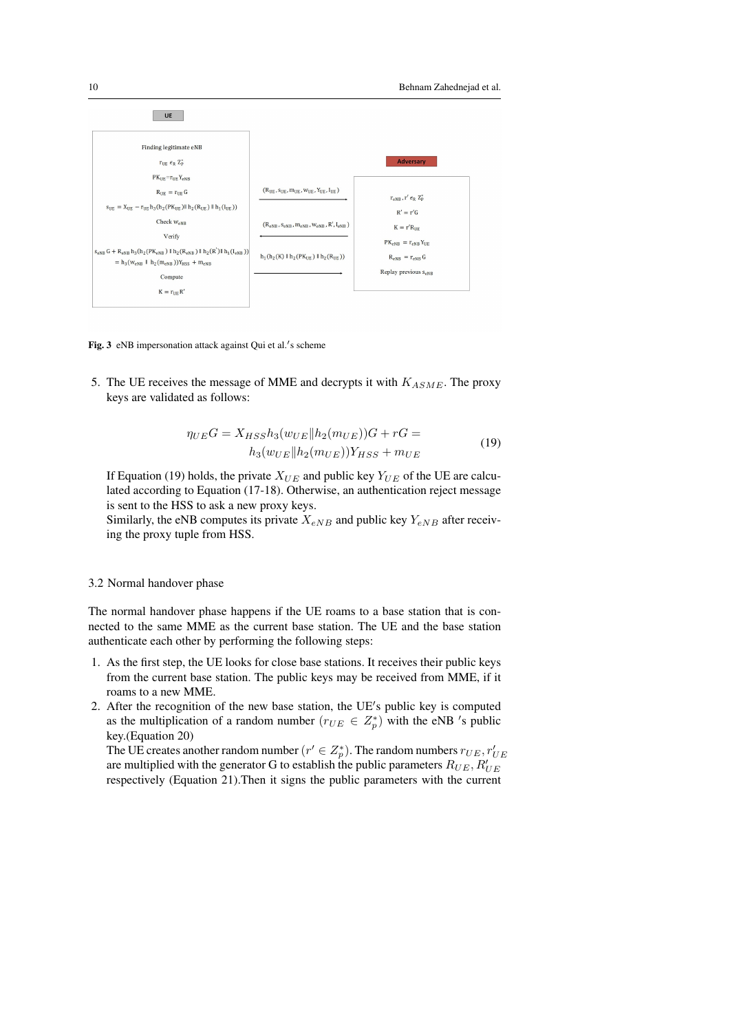UE

Finding legitimate eNB

$r_{UE} \in_R Z_P^*$

$PK_{UE} = r_{UE} Y_{eNB}$

$R_{UE} = r_{UE} G$

$s_{UE} = X_{UE} - r_{UE} h_3(h_2(PK_{UE}) \| h_2(R_{UE}) \| h_1(I_{UE}))$

Check $w_{eNB}$

Verify

$s_{eNB} G + R_{eNB} h_3(h_2(PK_{eNB}) \| h_2(R_{eNB}) \| h_2(R') \| h_1(I_{eNB})) = h_3(w_{eNB} \| h_2(m_{eNB})) Y_{HSS} + m_{eNB}$

Compute

$K = r_{UE} R'$

$(R_{UE}, s_{UE}, m_{UE}, w_{UE}, Y_{UE}, I_{UE})$

$(R_{eNB}, s_{eNB}, m_{eNB}, w_{eNB}, R', I_{eNB})$

$h_3(h_2(K) \| h_2(PK_{UE}) \| h_2(R_{UE}))$

Adversary

$r_{eNB}, r' \in_R Z_p^*$

$R' = r'G$

$K = r' R_{UE}$

$PK_{eNB} = r_{eNB} Y_{UE}$

$R_{eNB} = r_{eNB} G$

Replay previous $s_{eNB}$

**Fig. 3** eNB impersonation attack against Qui et al.'s scheme

5. The UE receives the message of MME and decrypts it with $K_{ASME}$. The proxy keys are validated as follows:

$$\eta_{UE} G = X_{HSS} h_3(w_{UE} \| h_2(m_{UE}))G + rG = h_3(w_{UE} \| h_2(m_{UE}))Y_{HSS} + m_{UE} \tag{19}$$

If Equation (19) holds, the private $X_{UE}$ and public key $Y_{UE}$ of the UE are calculated according to Equation (17-18). Otherwise, an authentication reject message is sent to the HSS to ask a new proxy keys.
Similarly, the eNB computes its private $X_{eNB}$ and public key $Y_{eNB}$ after receiving the proxy tuple from HSS.

### 3.2 Normal handover phase

The normal handover phase happens if the UE roams to a base station that is connected to the same MME as the current base station. The UE and the base station authenticate each other by performing the following steps:

1. As the first step, the UE looks for close base stations. It receives their public keys from the current base station. The public keys may be received from MME, if it roams to a new MME.
2. After the recognition of the new base station, the UE's public key is computed as the multiplication of a random number ($r_{UE} \in Z_p^*$) with the eNB 's public key.(Equation 20)
The UE creates another random number ($r' \in Z_p^*$). The random numbers $r_{UE}, r'_{UE}$ are multiplied with the generator G to establish the public parameters $R_{UE}, R'_{UE}$ respectively (Equation 21).Then it signs the public parameters with the current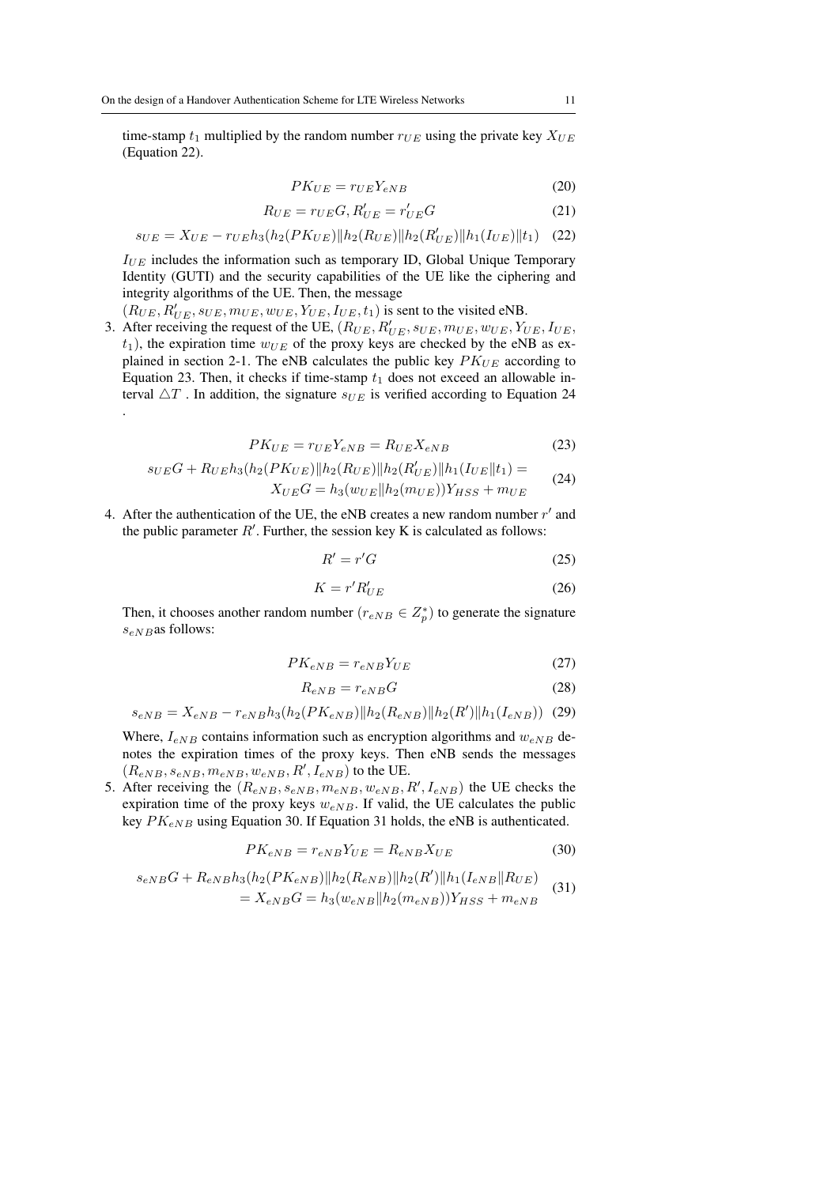time-stamp $t_1$ multiplied by the random number $r_{UE}$ using the private key $X_{UE}$ (Equation 22).

$$PK_{UE} = r_{UE} Y_{eNB} \tag{20}$$

$$R_{UE} = r_{UE} G, R'_{UE} = r'_{UE} G \tag{21}$$

$$s_{UE} = X_{UE} - r_{UE} h_3(h_2(PK_{UE}) \| h_2(R_{UE}) \| h_2(R'_{UE}) \| h_1(I_{UE}) \| t_1) \tag{22}$$

$I_{UE}$ includes the information such as temporary ID, Global Unique Temporary Identity (GUTI) and the security capabilities of the UE like the ciphering and integrity algorithms of the UE. Then, the message $(R_{UE}, R'_{UE}, s_{UE}, m_{UE}, w_{UE}, Y_{UE}, I_{UE}, t_1)$ is sent to the visited eNB.

3. After receiving the request of the UE, $(R_{UE}, R'_{UE}, s_{UE}, m_{UE}, w_{UE}, Y_{UE}, I_{UE}, t_1)$, the expiration time $w_{UE}$ of the proxy keys are checked by the eNB as explained in section 2-1. The eNB calculates the public key $PK_{UE}$ according to Equation 23. Then, it checks if time-stamp $t_1$ does not exceed an allowable interval $\triangle T$ . In addition, the signature $s_{UE}$ is verified according to Equation 24 .

$$PK_{UE} = r_{UE} Y_{eNB} = R_{UE} X_{eNB} \tag{23}$$

$$\begin{aligned} s_{UE} G + R_{UE} h_3(h_2(PK_{UE}) \| h_2(R_{UE}) \| h_2(R'_{UE}) \| h_1(I_{UE} \| t_1) = \\ X_{UE} G = h_3(w_{UE} \| h_2(m_{UE})) Y_{HSS} + m_{UE} \end{aligned} \tag{24}$$

4. After the authentication of the UE, the eNB creates a new random number $r'$ and the public parameter $R'$. Further, the session key K is calculated as follows:

$$R' = r' G \tag{25}$$

$$K = r' R'_{UE} \tag{26}$$

Then, it chooses another random number $(r_{eNB} \in Z_p^*)$ to generate the signature $s_{eNB}$as follows:

$$PK_{eNB} = r_{eNB} Y_{UE} \tag{27}$$

$$R_{eNB} = r_{eNB} G \tag{28}$$

$$s_{eNB} = X_{eNB} - r_{eNB} h_3(h_2(PK_{eNB}) \| h_2(R_{eNB}) \| h_2(R') \| h_1(I_{eNB})) \tag{29}$$

Where, $I_{eNB}$ contains information such as encryption algorithms and $w_{eNB}$ denotes the expiration times of the proxy keys. Then eNB sends the messages $(R_{eNB}, s_{eNB}, m_{eNB}, w_{eNB}, R', I_{eNB})$ to the UE.

5. After receiving the $(R_{eNB}, s_{eNB}, m_{eNB}, w_{eNB}, R', I_{eNB})$ the UE checks the expiration time of the proxy keys $w_{eNB}$. If valid, the UE calculates the public key $PK_{eNB}$ using Equation 30. If Equation 31 holds, the eNB is authenticated.

$$PK_{eNB} = r_{eNB} Y_{UE} = R_{eNB} X_{UE} \tag{30}$$

$$\begin{aligned} s_{eNB} G + R_{eNB} h_3(h_2(PK_{eNB}) \| h_2(R_{eNB}) \| h_2(R') \| h_1(I_{eNB} \| R_{UE}) \\ = X_{eNB} G = h_3(w_{eNB} \| h_2(m_{eNB})) Y_{HSS} + m_{eNB} \end{aligned} \tag{31}$$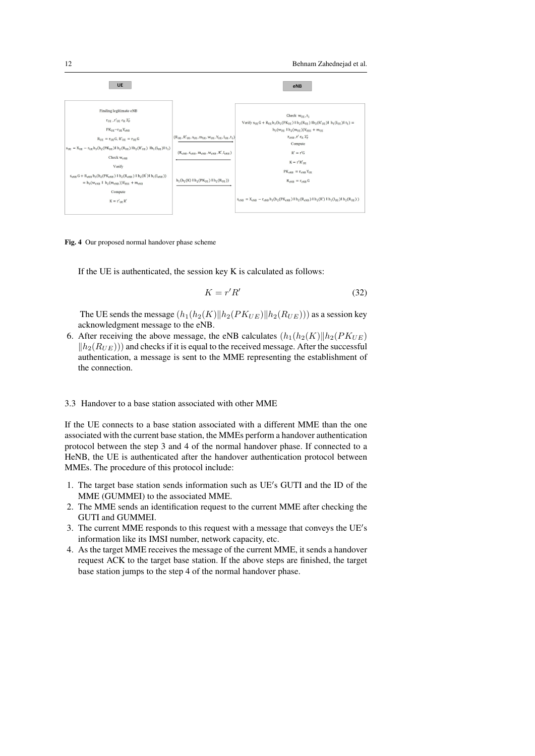UE

eNB

Finding legitimate eNB

$r_{UE}, r'_{UE} \in_R Z_p^*$

$PK_{UE} = r_{UE} Y_{eNB}$

$R_{UE} = r_{UE} G$, $R'_{UE} = r_{UE} G$

$s_{UE} = X_{UE} - r_{UE} h_3(h_2(PK_{UE}) \| h_2(R_{UE}) \| h_2(R'_{UE}) \| h_1(I_{UE}) \| t_1)$

$(R_{UE}, R'_{UE}, s_{UE}, m_{UE}, w_{UE}, Y_{UE}, I_{UE}, t_1)$ →

Check $w_{UE}, t_1$

Verify $s_{UE} G + R_{UE} h_3(h_2(PK_{UE}) \| h_2(R_{UE}) \| h_2(R'_{UE}) \| h_1(I_{UE}) \| t_1) = h_3(w_{UE} \| h_2(m_{UE})) Y_{HSS} + m_{UE}$

$r_{eNB}, r' \in_R Z_p^*$

Compute

$R' = r' G$

$K = r' R'_{UE}$

$PK_{eNB} = r_{eNB} Y_{UE}$

$R_{eNB} = r_{eNB} G$

$s_{eNB} = X_{eNB} - r_{eNB} h_3(h_2(PK_{eNB}) \| h_2(R_{eNB}) \| h_2(R') \| h_1(I_{UE}) \| h_2(R_{UE}))$

← $(R_{eNB}, s_{eNB}, m_{eNB}, w_{eNB}, R', I_{eNB})$

Check $w_{eNB}$

Verify

$s_{eNB} G + R_{eNB} h_3(h_2(PK_{eNB}) \| h_2(R_{eNB}) \| h_2(R') \| h_1(I_{eNB})) = h_3(w_{eNB} \| h_2(m_{eNB})) Y_{HSS} + m_{eNB}$

Compute

$K = r'_{UE} R'$

$h_1(h_2(K) \| h_2(PK_{UE}) \| h_2(R_{UE}))$ →

**Fig. 4** Our proposed normal handover phase scheme

If the UE is authenticated, the session key K is calculated as follows:

$$K = r'R' \tag{32}$$

The UE sends the message $(h_1(h_2(K)\|h_2(PK_{UE})\|h_2(R_{UE})))$ as a session key acknowledgment message to the eNB.

6. After receiving the above message, the eNB calculates $(h_1(h_2(K)\|h_2(PK_{UE}) \|h_2(R_{UE})))$ and checks if it is equal to the received message. After the successful authentication, a message is sent to the MME representing the establishment of the connection.

### 3.3 Handover to a base station associated with other MME

If the UE connects to a base station associated with a different MME than the one associated with the current base station, the MMEs perform a handover authentication protocol between the step 3 and 4 of the normal handover phase. If connected to a HeNB, the UE is authenticated after the handover authentication protocol between MMEs. The procedure of this protocol include:

1. The target base station sends information such as UE′s GUTI and the ID of the MME (GUMMEI) to the associated MME.
2. The MME sends an identification request to the current MME after checking the GUTI and GUMMEI.
3. The current MME responds to this request with a message that conveys the UE′s information like its IMSI number, network capacity, etc.
4. As the target MME receives the message of the current MME, it sends a handover request ACK to the target base station. If the above steps are finished, the target base station jumps to the step 4 of the normal handover phase.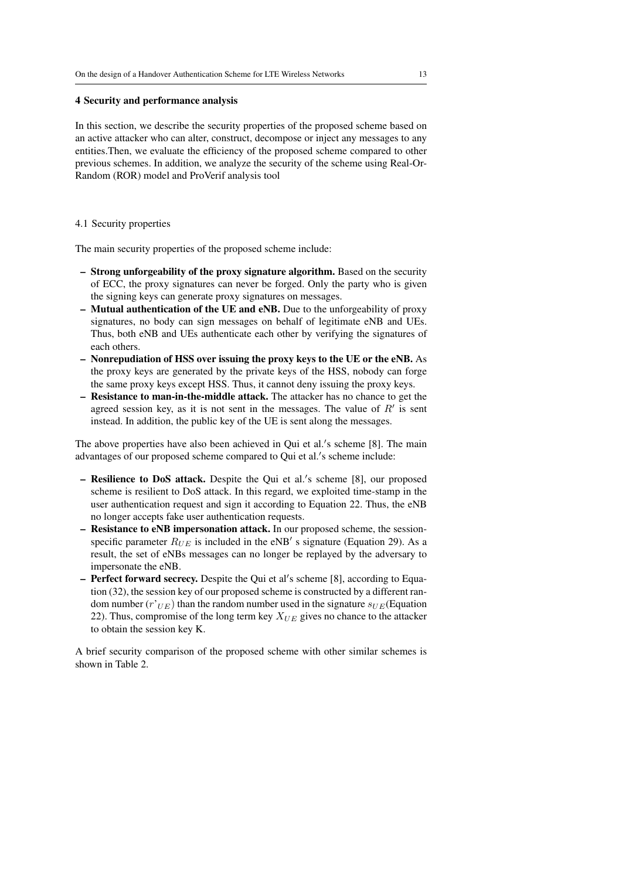## 4 Security and performance analysis

In this section, we describe the security properties of the proposed scheme based on an active attacker who can alter, construct, decompose or inject any messages to any entities.Then, we evaluate the efficiency of the proposed scheme compared to other previous schemes. In addition, we analyze the security of the scheme using Real-Or-Random (ROR) model and ProVerif analysis tool

### 4.1 Security properties

The main security properties of the proposed scheme include:

- **Strong unforgeability of the proxy signature algorithm.** Based on the security of ECC, the proxy signatures can never be forged. Only the party who is given the signing keys can generate proxy signatures on messages.
- **Mutual authentication of the UE and eNB.** Due to the unforgeability of proxy signatures, no body can sign messages on behalf of legitimate eNB and UEs. Thus, both eNB and UEs authenticate each other by verifying the signatures of each others.
- **Nonrepudiation of HSS over issuing the proxy keys to the UE or the eNB.** As the proxy keys are generated by the private keys of the HSS, nobody can forge the same proxy keys except HSS. Thus, it cannot deny issuing the proxy keys.
- **Resistance to man-in-the-middle attack.** The attacker has no chance to get the agreed session key, as it is not sent in the messages. The value of $R'$ is sent instead. In addition, the public key of the UE is sent along the messages.

The above properties have also been achieved in Qui et al.′s scheme [8]. The main advantages of our proposed scheme compared to Qui et al.′s scheme include:

- **Resilience to DoS attack.** Despite the Qui et al.′s scheme [8], our proposed scheme is resilient to DoS attack. In this regard, we exploited time-stamp in the user authentication request and sign it according to Equation 22. Thus, the eNB no longer accepts fake user authentication requests.
- **Resistance to eNB impersonation attack.** In our proposed scheme, the session-specific parameter $R_{UE}$ is included in the eNB′ s signature (Equation 29). As a result, the set of eNBs messages can no longer be replayed by the adversary to impersonate the eNB.
- **Perfect forward secrecy.** Despite the Qui et al′s scheme [8], according to Equation (32), the session key of our proposed scheme is constructed by a different random number ($r'_{UE}$) than the random number used in the signature $s_{UE}$(Equation 22). Thus, compromise of the long term key $X_{UE}$ gives no chance to the attacker to obtain the session key K.

A brief security comparison of the proposed scheme with other similar schemes is shown in Table 2.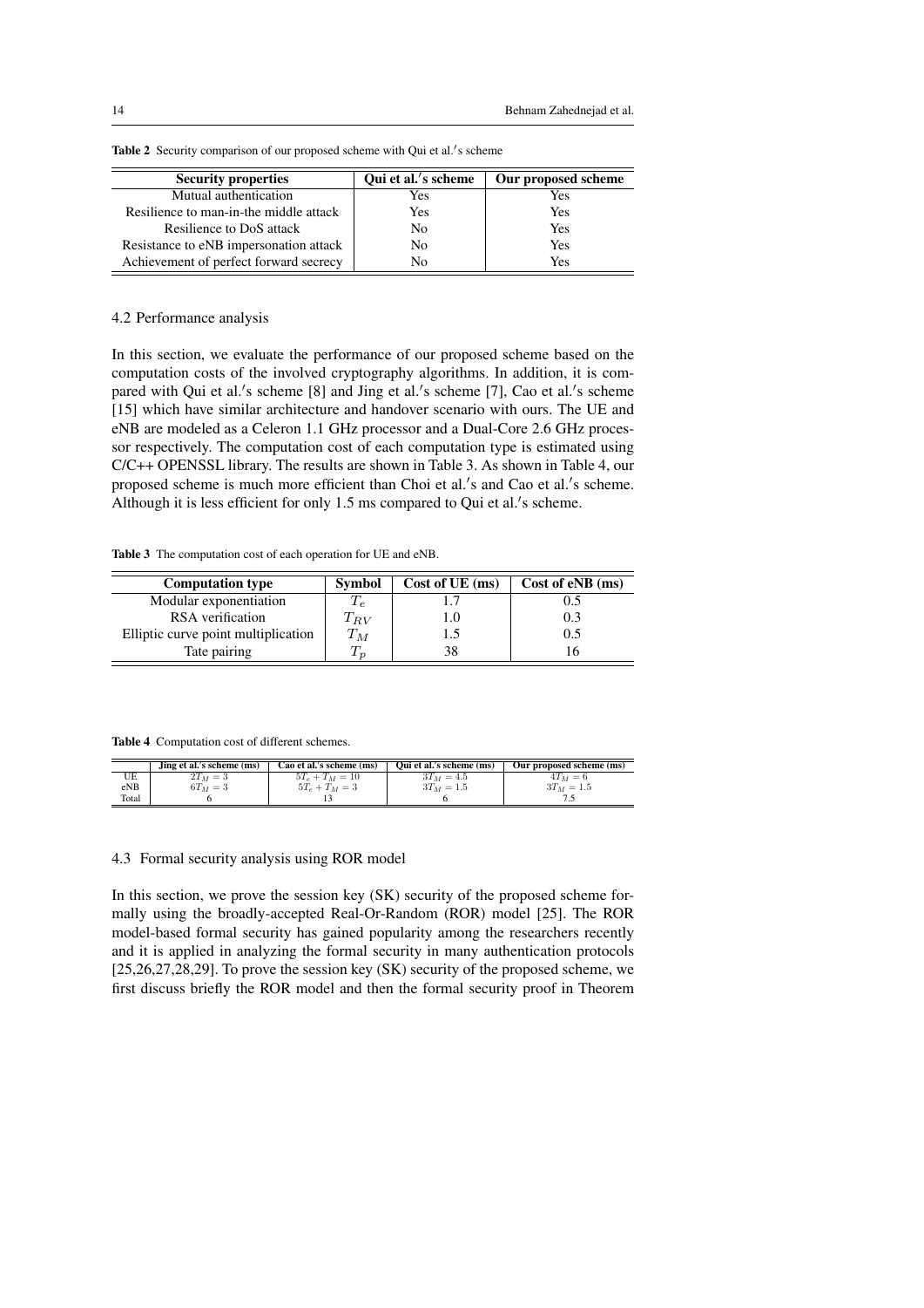**Table 2** Security comparison of our proposed scheme with Qui et al.′s scheme

| Security properties | Qui et al.′s scheme | Our proposed scheme |
|---|---|---|
| Mutual authentication | Yes | Yes |
| Resilience to man-in-the middle attack | Yes | Yes |
| Resilience to DoS attack | No | Yes |
| Resistance to eNB impersonation attack | No | Yes |
| Achievement of perfect forward secrecy | No | Yes |

### 4.2 Performance analysis

In this section, we evaluate the performance of our proposed scheme based on the computation costs of the involved cryptography algorithms. In addition, it is compared with Qui et al.′s scheme [8] and Jing et al.′s scheme [7], Cao et al.′s scheme [15] which have similar architecture and handover scenario with ours. The UE and eNB are modeled as a Celeron 1.1 GHz processor and a Dual-Core 2.6 GHz processor respectively. The computation cost of each computation type is estimated using C/C++ OPENSSL library. The results are shown in Table 3. As shown in Table 4, our proposed scheme is much more efficient than Choi et al.′s and Cao et al.′s scheme. Although it is less efficient for only 1.5 ms compared to Qui et al.′s scheme.

**Table 3** The computation cost of each operation for UE and eNB.

| Computation type | Symbol | Cost of UE (ms) | Cost of eNB (ms) |
|---|---|---|---|
| Modular exponentiation | $T_e$ | 1.7 | 0.5 |
| RSA verification | $T_{RV}$ | 1.0 | 0.3 |
| Elliptic curve point multiplication | $T_M$ | 1.5 | 0.5 |
| Tate pairing | $T_p$ | 38 | 16 |

**Table 4** Computation cost of different schemes.

| | Jing et al.′s scheme (ms) | Cao et al.′s scheme (ms) | Qui et al.′s scheme (ms) | Our proposed scheme (ms) |
|---|---|---|---|---|
| UE | $2T_M = 3$ | $5T_e + T_M = 10$ | $3T_M = 4.5$ | $4T_M = 6$ |
| eNB | $6T_M = 3$ | $5T_e + T_M = 3$ | $3T_M = 1.5$ | $3T_M = 1.5$ |
| Total | 6 | 13 | 6 | 7.5 |

### 4.3 Formal security analysis using ROR model

In this section, we prove the session key (SK) security of the proposed scheme formally using the broadly-accepted Real-Or-Random (ROR) model [25]. The ROR model-based formal security has gained popularity among the researchers recently and it is applied in analyzing the formal security in many authentication protocols [25,26,27,28,29]. To prove the session key (SK) security of the proposed scheme, we first discuss briefly the ROR model and then the formal security proof in Theorem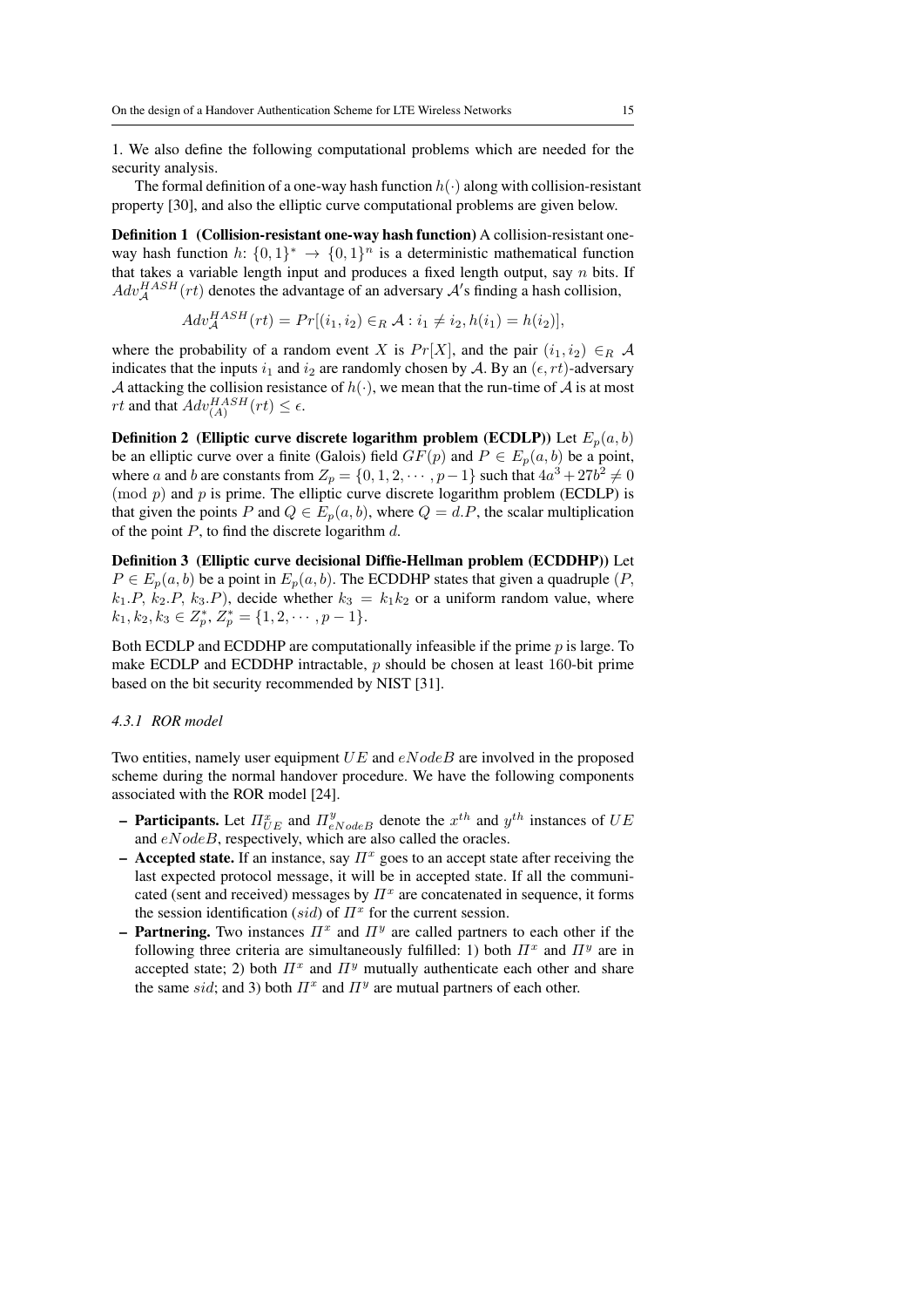1. We also define the following computational problems which are needed for the security analysis.

The formal definition of a one-way hash function $h(\cdot)$ along with collision-resistant property [30], and also the elliptic curve computational problems are given below.

**Definition 1 (Collision-resistant one-way hash function)** A collision-resistant one-way hash function $h$: $\{0,1\}^* \rightarrow \{0,1\}^n$ is a deterministic mathematical function that takes a variable length input and produces a fixed length output, say $n$ bits. If $Adv_{\mathcal{A}}^{HASH}(rt)$ denotes the advantage of an adversary $\mathcal{A}'$s finding a hash collision,

$$Adv_{\mathcal{A}}^{HASH}(rt) = Pr[(i_1, i_2) \in_R \mathcal{A} : i_1 \neq i_2, h(i_1) = h(i_2)],$$

where the probability of a random event $X$ is $Pr[X]$, and the pair $(i_1, i_2) \in_R \mathcal{A}$ indicates that the inputs $i_1$ and $i_2$ are randomly chosen by $\mathcal{A}$. By an $(\epsilon, rt)$-adversary $\mathcal{A}$ attacking the collision resistance of $h(\cdot)$, we mean that the run-time of $\mathcal{A}$ is at most $rt$ and that $Adv_{(A)}^{HASH}(rt) \leq \epsilon$.

**Definition 2 (Elliptic curve discrete logarithm problem (ECDLP))** Let $E_p(a,b)$ be an elliptic curve over a finite (Galois) field $GF(p)$ and $P \in E_p(a,b)$ be a point, where $a$ and $b$ are constants from $Z_p = \{0, 1, 2, \cdots, p-1\}$ such that $4a^3 + 27b^2 \neq 0 \pmod{p}$ and $p$ is prime. The elliptic curve discrete logarithm problem (ECDLP) is that given the points $P$ and $Q \in E_p(a,b)$, where $Q = d.P$, the scalar multiplication of the point $P$, to find the discrete logarithm $d$.

**Definition 3 (Elliptic curve decisional Diffie-Hellman problem (ECDDHP))** Let $P \in E_p(a,b)$ be a point in $E_p(a,b)$. The ECDDHP states that given a quadruple ($P$, $k_1.P$, $k_2.P$, $k_3.P$), decide whether $k_3 = k_1 k_2$ or a uniform random value, where $k_1, k_2, k_3 \in Z_p^*$, $Z_p^* = \{1, 2, \cdots, p-1\}$.

Both ECDLP and ECDDHP are computationally infeasible if the prime $p$ is large. To make ECDLP and ECDDHP intractable, $p$ should be chosen at least 160-bit prime based on the bit security recommended by NIST [31].

#### *4.3.1 ROR model*

Two entities, namely user equipment $UE$ and $eNodeB$ are involved in the proposed scheme during the normal handover procedure. We have the following components associated with the ROR model [24].

- **Participants.** Let $\Pi_{UE}^x$ and $\Pi_{eNodeB}^y$ denote the $x^{th}$ and $y^{th}$ instances of $UE$ and $eNodeB$, respectively, which are also called the oracles.
- **Accepted state.** If an instance, say $\Pi^x$ goes to an accept state after receiving the last expected protocol message, it will be in accepted state. If all the communicated (sent and received) messages by $\Pi^x$ are concatenated in sequence, it forms the session identification ($sid$) of $\Pi^x$ for the current session.
- **Partnering.** Two instances $\Pi^x$ and $\Pi^y$ are called partners to each other if the following three criteria are simultaneously fulfilled: 1) both $\Pi^x$ and $\Pi^y$ are in accepted state; 2) both $\Pi^x$ and $\Pi^y$ mutually authenticate each other and share the same $sid$; and 3) both $\Pi^x$ and $\Pi^y$ are mutual partners of each other.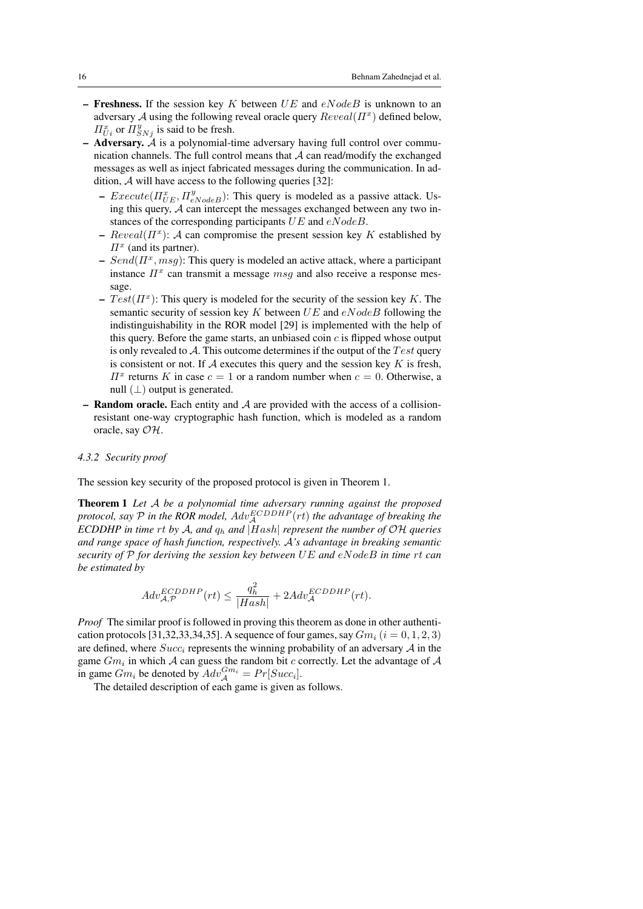- **Freshness.** If the session key $K$ between $UE$ and $eNodeB$ is unknown to an adversary $\mathcal{A}$ using the following reveal oracle query $Reveal(\Pi^x)$ defined below, $\Pi^x_{Ui}$ or $\Pi^y_{SNj}$ is said to be fresh.
- **Adversary.** $\mathcal{A}$ is a polynomial-time adversary having full control over communication channels. The full control means that $\mathcal{A}$ can read/modify the exchanged messages as well as inject fabricated messages during the communication. In addition, $\mathcal{A}$ will have access to the following queries [32]:
  - $Execute(\Pi^x_{UE}, \Pi^y_{eNodeB})$: This query is modeled as a passive attack. Using this query, $\mathcal{A}$ can intercept the messages exchanged between any two instances of the corresponding participants $UE$ and $eNodeB$.
  - $Reveal(\Pi^x)$: $\mathcal{A}$ can compromise the present session key $K$ established by $\Pi^x$ (and its partner).
  - $Send(\Pi^x, msg)$: This query is modeled an active attack, where a participant instance $\Pi^x$ can transmit a message $msg$ and also receive a response message.
  - $Test(\Pi^x)$: This query is modeled for the security of the session key $K$. The semantic security of session key $K$ between $UE$ and $eNodeB$ following the indistinguishability in the ROR model [29] is implemented with the help of this query. Before the game starts, an unbiased coin $c$ is flipped whose output is only revealed to $\mathcal{A}$. This outcome determines if the output of the $Test$ query is consistent or not. If $\mathcal{A}$ executes this query and the session key $K$ is fresh, $\Pi^x$ returns $K$ in case $c = 1$ or a random number when $c = 0$. Otherwise, a null $(\perp)$ output is generated.
- **Random oracle.** Each entity and $\mathcal{A}$ are provided with the access of a collision-resistant one-way cryptographic hash function, which is modeled as a random oracle, say $\mathcal{OH}$.

#### *4.3.2 Security proof*

The session key security of the proposed protocol is given in Theorem 1.

**Theorem 1** *Let $\mathcal{A}$ be a polynomial time adversary running against the proposed protocol, say $\mathcal{P}$ in the **ROR** model, $Adv^{ECDDHP}_{\mathcal{A}}(rt)$ the advantage of breaking the **ECDDHP** in time $rt$ by $\mathcal{A}$, and $q_h$ and $|Hash|$ represent the number of $\mathcal{OH}$ queries and range space of hash function, respectively. $\mathcal{A}$'s advantage in breaking semantic security of $\mathcal{P}$ for deriving the session key between $UE$ and $eNodeB$ in time $rt$ can be estimated by*

$$Adv^{ECDDHP}_{\mathcal{A},\mathcal{P}}(rt) \leq \frac{q_h^2}{|Hash|} + 2Adv^{ECDDHP}_{\mathcal{A}}(rt).$$

*Proof* The similar proof is followed in proving this theorem as done in other authentication protocols [31,32,33,34,35]. A sequence of four games, say $Gm_i$ $(i = 0, 1, 2, 3)$ are defined, where $Succ_i$ represents the winning probability of an adversary $\mathcal{A}$ in the game $Gm_i$ in which $\mathcal{A}$ can guess the random bit $c$ correctly. Let the advantage of $\mathcal{A}$ in game $Gm_i$ be denoted by $Adv^{Gm_i}_{\mathcal{A}} = Pr[Succ_i]$.

The detailed description of each game is given as follows.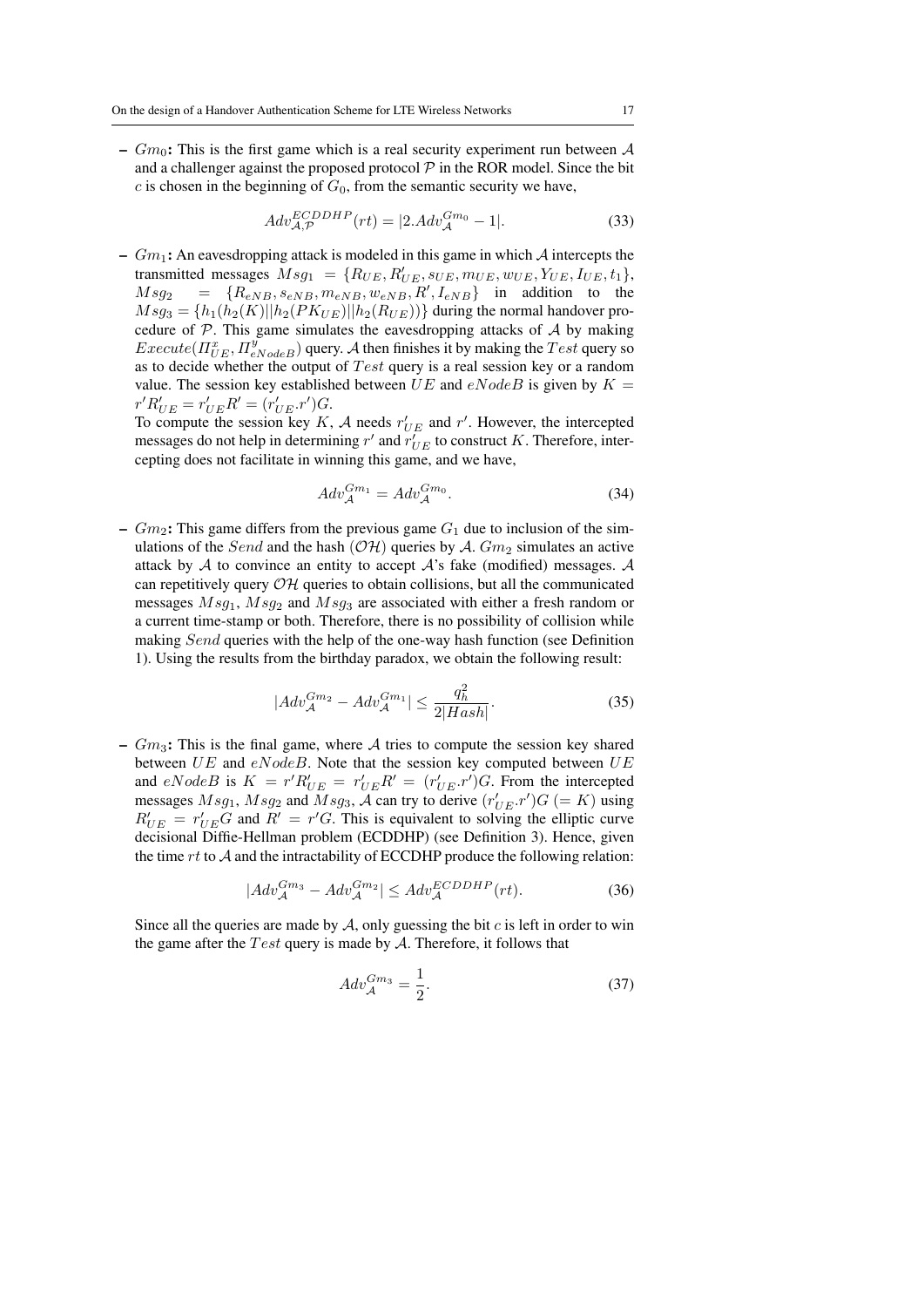- $Gm_0$**:** This is the first game which is a real security experiment run between $\mathcal{A}$ and a challenger against the proposed protocol $\mathcal{P}$ in the ROR model. Since the bit $c$ is chosen in the beginning of $G_0$, from the semantic security we have,

$$Adv_{\mathcal{A},\mathcal{P}}^{ECDDHP}(rt) = |2.Adv_{\mathcal{A}}^{Gm_0} - 1|. \tag{33}$$

- $Gm_1$**:** An eavesdropping attack is modeled in this game in which $\mathcal{A}$ intercepts the transmitted messages $Msg_1 = \{R_{UE}, R'_{UE}, s_{UE}, m_{UE}, w_{UE}, Y_{UE}, I_{UE}, t_1\}$, $Msg_2 = \{R_{eNB}, s_{eNB}, m_{eNB}, w_{eNB}, R', I_{eNB}\}$ in addition to the $Msg_3 = \{h_1(h_2(K)||h_2(PK_{UE})||h_2(R_{UE}))\}$ during the normal handover procedure of $\mathcal{P}$. This game simulates the eavesdropping attacks of $\mathcal{A}$ by making $Execute(\Pi_{UE}^{x}, \Pi_{eNodeB}^{y})$ query. $\mathcal{A}$ then finishes it by making the $Test$ query so as to decide whether the output of $Test$ query is a real session key or a random value. The session key established between $UE$ and $eNodeB$ is given by $K = r'R'_{UE} = r'_{UE}R' = (r'_{UE}.r')G$.
To compute the session key $K$, $\mathcal{A}$ needs $r'_{UE}$ and $r'$. However, the intercepted messages do not help in determining $r'$ and $r'_{UE}$ to construct $K$. Therefore, intercepting does not facilitate in winning this game, and we have,

$$Adv_{\mathcal{A}}^{Gm_1} = Adv_{\mathcal{A}}^{Gm_0}. \tag{34}$$

- $Gm_2$**:** This game differs from the previous game $G_1$ due to inclusion of the simulations of the $Send$ and the hash ($\mathcal{OH}$) queries by $\mathcal{A}$. $Gm_2$ simulates an active attack by $\mathcal{A}$ to convince an entity to accept $\mathcal{A}$'s fake (modified) messages. $\mathcal{A}$ can repetitively query $\mathcal{OH}$ queries to obtain collisions, but all the communicated messages $Msg_1$, $Msg_2$ and $Msg_3$ are associated with either a fresh random or a current time-stamp or both. Therefore, there is no possibility of collision while making $Send$ queries with the help of the one-way hash function (see Definition 1). Using the results from the birthday paradox, we obtain the following result:

$$|Adv_{\mathcal{A}}^{Gm_2} - Adv_{\mathcal{A}}^{Gm_1}| \leq \frac{q_h^2}{2|Hash|}. \tag{35}$$

- $Gm_3$**:** This is the final game, where $\mathcal{A}$ tries to compute the session key shared between $UE$ and $eNodeB$. Note that the session key computed between $UE$ and $eNodeB$ is $K = r'R'_{UE} = r'_{UE}R' = (r'_{UE}.r')G$. From the intercepted messages $Msg_1$, $Msg_2$ and $Msg_3$, $\mathcal{A}$ can try to derive $(r'_{UE}.r')G$ $(= K)$ using $R'_{UE} = r'_{UE}G$ and $R' = r'G$. This is equivalent to solving the elliptic curve decisional Diffie-Hellman problem (ECDDHP) (see Definition 3). Hence, given the time $rt$ to $\mathcal{A}$ and the intractability of ECCDHP produce the following relation:

$$|Adv_{\mathcal{A}}^{Gm_3} - Adv_{\mathcal{A}}^{Gm_2}| \leq Adv_{\mathcal{A}}^{ECDDHP}(rt). \tag{36}$$

Since all the queries are made by $\mathcal{A}$, only guessing the bit $c$ is left in order to win the game after the $Test$ query is made by $\mathcal{A}$. Therefore, it follows that

$$Adv_{\mathcal{A}}^{Gm_3} = \frac{1}{2}. \tag{37}$$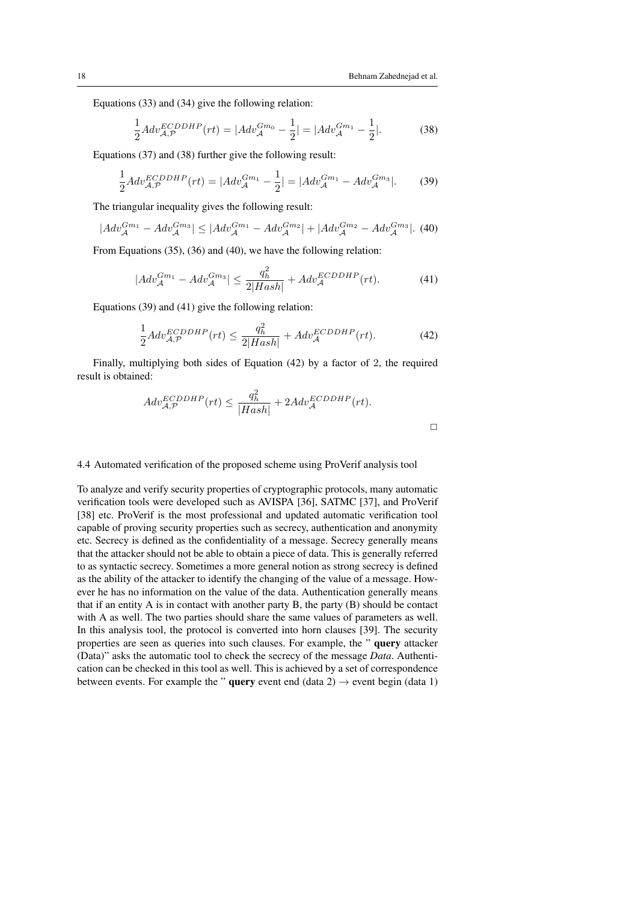Equations (33) and (34) give the following relation:

$$\frac{1}{2}Adv_{\mathcal{A},\mathcal{P}}^{ECDDHP}(rt) = |Adv_{\mathcal{A}}^{Gm_0} - \frac{1}{2}| = |Adv_{\mathcal{A}}^{Gm_1} - \frac{1}{2}|. \tag{38}$$

Equations (37) and (38) further give the following result:

$$\frac{1}{2}Adv_{\mathcal{A},\mathcal{P}}^{ECDDHP}(rt) = |Adv_{\mathcal{A}}^{Gm_1} - \frac{1}{2}| = |Adv_{\mathcal{A}}^{Gm_1} - Adv_{\mathcal{A}}^{Gm_3}|. \tag{39}$$

The triangular inequality gives the following result:

$$|Adv_{\mathcal{A}}^{Gm_1} - Adv_{\mathcal{A}}^{Gm_3}| \leq |Adv_{\mathcal{A}}^{Gm_1} - Adv_{\mathcal{A}}^{Gm_2}| + |Adv_{\mathcal{A}}^{Gm_2} - Adv_{\mathcal{A}}^{Gm_3}|. \tag{40}$$

From Equations (35), (36) and (40), we have the following relation:

$$|Adv_{\mathcal{A}}^{Gm_1} - Adv_{\mathcal{A}}^{Gm_3}| \leq \frac{q_h^2}{2|Hash|} + Adv_{\mathcal{A}}^{ECDDHP}(rt). \tag{41}$$

Equations (39) and (41) give the following relation:

$$\frac{1}{2}Adv_{\mathcal{A},\mathcal{P}}^{ECDDHP}(rt) \leq \frac{q_h^2}{2|Hash|} + Adv_{\mathcal{A}}^{ECDDHP}(rt). \tag{42}$$

Finally, multiplying both sides of Equation (42) by a factor of 2, the required result is obtained:

$$Adv_{\mathcal{A},\mathcal{P}}^{ECDDHP}(rt) \leq \frac{q_h^2}{|Hash|} + 2Adv_{\mathcal{A}}^{ECDDHP}(rt).$$

□

### 4.4 Automated verification of the proposed scheme using ProVerif analysis tool

To analyze and verify security properties of cryptographic protocols, many automatic verification tools were developed such as AVISPA [36], SATMC [37], and ProVerif [38] etc. ProVerif is the most professional and updated automatic verification tool capable of proving security properties such as secrecy, authentication and anonymity etc. Secrecy is defined as the confidentiality of a message. Secrecy generally means that the attacker should not be able to obtain a piece of data. This is generally referred to as syntactic secrecy. Sometimes a more general notion as strong secrecy is defined as the ability of the attacker to identify the changing of the value of a message. However he has no information on the value of the data. Authentication generally means that if an entity A is in contact with another party B, the party (B) should be contact with A as well. The two parties should share the same values of parameters as well. In this analysis tool, the protocol is converted into horn clauses [39]. The security properties are seen as queries into such clauses. For example, the " **query** attacker (Data)" asks the automatic tool to check the secrecy of the message *Data*. Authentication can be checked in this tool as well. This is achieved by a set of correspondence between events. For example the " **query** event end (data 2) $\rightarrow$ event begin (data 1)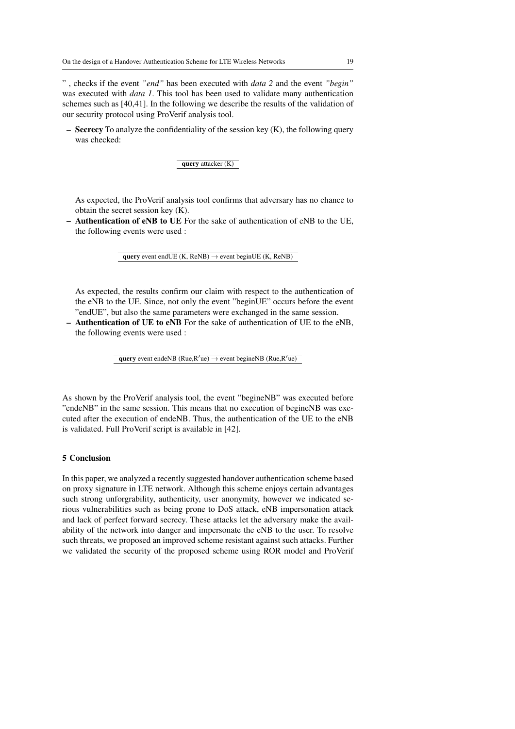" , checks if the event *"end"* has been executed with *data 2* and the event *"begin"* was executed with *data 1*. This tool has been used to validate many authentication schemes such as [40,41]. In the following we describe the results of the validation of our security protocol using ProVerif analysis tool.

– **Secrecy** To analyze the confidentiality of the session key (K), the following query was checked:

  **query** attacker (K)

  As expected, the ProVerif analysis tool confirms that adversary has no chance to obtain the secret session key (K).

– **Authentication of eNB to UE** For the sake of authentication of eNB to the UE, the following events were used :

  **query** event endUE (K, ReNB) → event beginUE (K, ReNB)

  As expected, the results confirm our claim with respect to the authentication of the eNB to the UE. Since, not only the event "beginUE" occurs before the event "endUE", but also the same parameters were exchanged in the same session.

– **Authentication of UE to eNB** For the sake of authentication of UE to the eNB, the following events were used :

  **query** event endeNB (Rue,R′ue) → event begineNB (Rue,R′ue)

As shown by the ProVerif analysis tool, the event "begineNB" was executed before "endeNB" in the same session. This means that no execution of begineNB was executed after the execution of endeNB. Thus, the authentication of the UE to the eNB is validated. Full ProVerif script is available in [42].

## 5 Conclusion

In this paper, we analyzed a recently suggested handover authentication scheme based on proxy signature in LTE network. Although this scheme enjoys certain advantages such strong unforgrability, authenticity, user anonymity, however we indicated serious vulnerabilities such as being prone to DoS attack, eNB impersonation attack and lack of perfect forward secrecy. These attacks let the adversary make the availability of the network into danger and impersonate the eNB to the user. To resolve such threats, we proposed an improved scheme resistant against such attacks. Further we validated the security of the proposed scheme using ROR model and ProVerif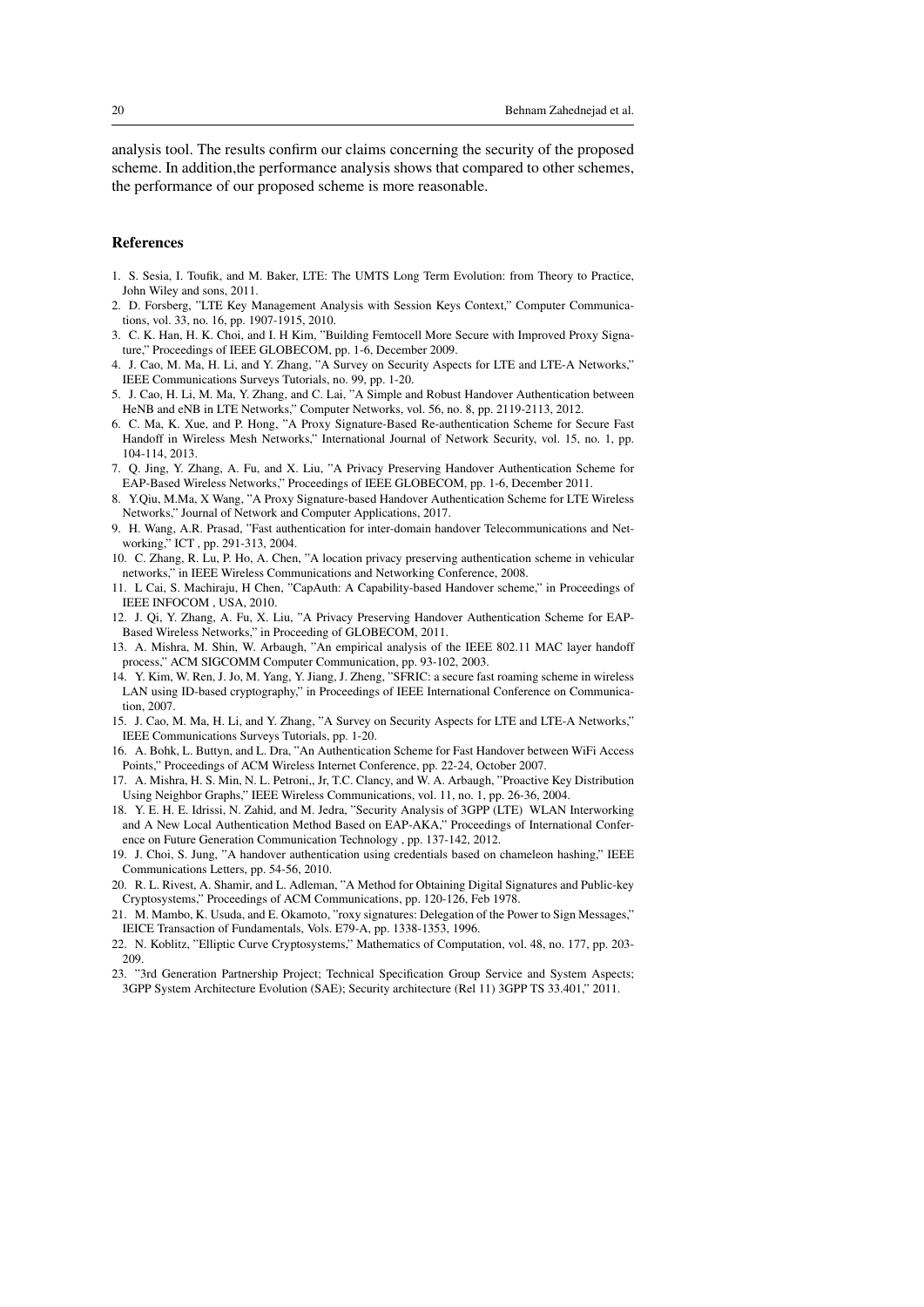analysis tool. The results confirm our claims concerning the security of the proposed scheme. In addition,the performance analysis shows that compared to other schemes, the performance of our proposed scheme is more reasonable.

## References

1. S. Sesia, I. Toufik, and M. Baker, LTE: The UMTS Long Term Evolution: from Theory to Practice, John Wiley and sons, 2011.
2. D. Forsberg, "LTE Key Management Analysis with Session Keys Context," Computer Communications, vol. 33, no. 16, pp. 1907-1915, 2010.
3. C. K. Han, H. K. Choi, and I. H Kim, "Building Femtocell More Secure with Improved Proxy Signature," Proceedings of IEEE GLOBECOM, pp. 1-6, December 2009.
4. J. Cao, M. Ma, H. Li, and Y. Zhang, "A Survey on Security Aspects for LTE and LTE-A Networks," IEEE Communications Surveys Tutorials, no. 99, pp. 1-20.
5. J. Cao, H. Li, M. Ma, Y. Zhang, and C. Lai, "A Simple and Robust Handover Authentication between HeNB and eNB in LTE Networks," Computer Networks, vol. 56, no. 8, pp. 2119-2113, 2012.
6. C. Ma, K. Xue, and P. Hong, "A Proxy Signature-Based Re-authentication Scheme for Secure Fast Handoff in Wireless Mesh Networks," International Journal of Network Security, vol. 15, no. 1, pp. 104-114, 2013.
7. Q. Jing, Y. Zhang, A. Fu, and X. Liu, "A Privacy Preserving Handover Authentication Scheme for EAP-Based Wireless Networks," Proceedings of IEEE GLOBECOM, pp. 1-6, December 2011.
8. Y.Qiu, M.Ma, X Wang, "A Proxy Signature-based Handover Authentication Scheme for LTE Wireless Networks," Journal of Network and Computer Applications, 2017.
9. H. Wang, A.R. Prasad, "Fast authentication for inter-domain handover Telecommunications and Networking," ICT , pp. 291-313, 2004.
10. C. Zhang, R. Lu, P. Ho, A. Chen, "A location privacy preserving authentication scheme in vehicular networks," in IEEE Wireless Communications and Networking Conference, 2008.
11. L Cai, S. Machiraju, H Chen, "CapAuth: A Capability-based Handover scheme," in Proceedings of IEEE INFOCOM , USA, 2010.
12. J. Qi, Y. Zhang, A. Fu, X. Liu, "A Privacy Preserving Handover Authentication Scheme for EAP-Based Wireless Networks," in Proceeding of GLOBECOM, 2011.
13. A. Mishra, M. Shin, W. Arbaugh, "An empirical analysis of the IEEE 802.11 MAC layer handoff process," ACM SIGCOMM Computer Communication, pp. 93-102, 2003.
14. Y. Kim, W. Ren, J. Jo, M. Yang, Y. Jiang, J. Zheng, "SFRIC: a secure fast roaming scheme in wireless LAN using ID-based cryptography," in Proceedings of IEEE International Conference on Communication, 2007.
15. J. Cao, M. Ma, H. Li, and Y. Zhang, "A Survey on Security Aspects for LTE and LTE-A Networks," IEEE Communications Surveys Tutorials, pp. 1-20.
16. A. Bohk, L. Buttyn, and L. Dra, "An Authentication Scheme for Fast Handover between WiFi Access Points," Proceedings of ACM Wireless Internet Conference, pp. 22-24, October 2007.
17. A. Mishra, H. S. Min, N. L. Petroni,, Jr, T.C. Clancy, and W. A. Arbaugh, "Proactive Key Distribution Using Neighbor Graphs," IEEE Wireless Communications, vol. 11, no. 1, pp. 26-36, 2004.
18. Y. E. H. E. Idrissi, N. Zahid, and M. Jedra, "Security Analysis of 3GPP (LTE) WLAN Interworking and A New Local Authentication Method Based on EAP-AKA," Proceedings of International Conference on Future Generation Communication Technology , pp. 137-142, 2012.
19. J. Choi, S. Jung, "A handover authentication using credentials based on chameleon hashing," IEEE Communications Letters, pp. 54-56, 2010.
20. R. L. Rivest, A. Shamir, and L. Adleman, "A Method for Obtaining Digital Signatures and Public-key Cryptosystems," Proceedings of ACM Communications, pp. 120-126, Feb 1978.
21. M. Mambo, K. Usuda, and E. Okamoto, "roxy signatures: Delegation of the Power to Sign Messages," IEICE Transaction of Fundamentals, Vols. E79-A, pp. 1338-1353, 1996.
22. N. Koblitz, "Elliptic Curve Cryptosystems," Mathematics of Computation, vol. 48, no. 177, pp. 203-209.
23. "3rd Generation Partnership Project; Technical Specification Group Service and System Aspects; 3GPP System Architecture Evolution (SAE); Security architecture (Rel 11) 3GPP TS 33.401," 2011.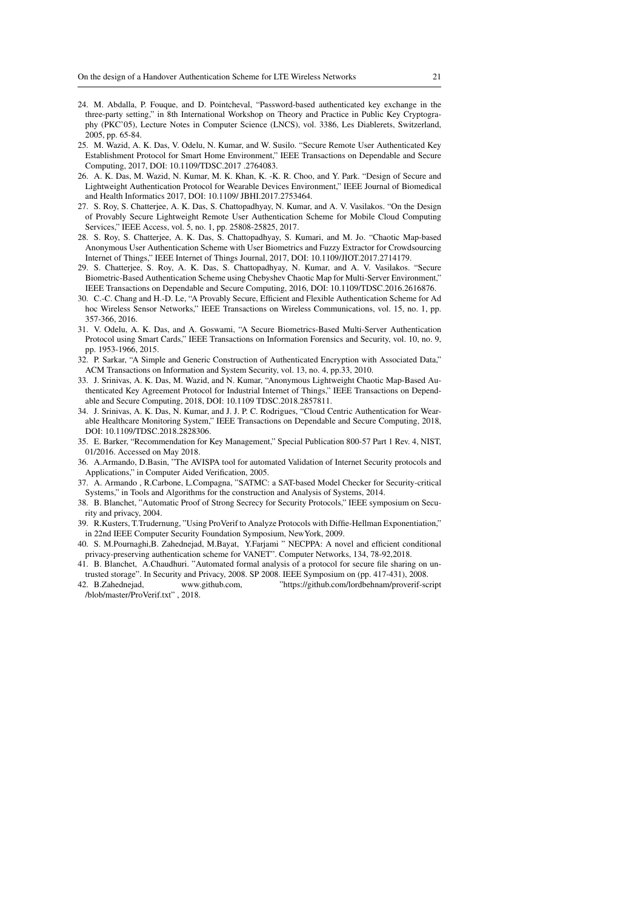24. M. Abdalla, P. Fouque, and D. Pointcheval, "Password-based authenticated key exchange in the three-party setting," in 8th International Workshop on Theory and Practice in Public Key Cryptography (PKC'05), Lecture Notes in Computer Science (LNCS), vol. 3386, Les Diablerets, Switzerland, 2005, pp. 65-84.
25. M. Wazid, A. K. Das, V. Odelu, N. Kumar, and W. Susilo. "Secure Remote User Authenticated Key Establishment Protocol for Smart Home Environment," IEEE Transactions on Dependable and Secure Computing, 2017, DOI: 10.1109/TDSC.2017 .2764083.
26. A. K. Das, M. Wazid, N. Kumar, M. K. Khan, K. -K. R. Choo, and Y. Park. "Design of Secure and Lightweight Authentication Protocol for Wearable Devices Environment," IEEE Journal of Biomedical and Health Informatics 2017, DOI: 10.1109/ JBHI.2017.2753464.
27. S. Roy, S. Chatterjee, A. K. Das, S. Chattopadhyay, N. Kumar, and A. V. Vasilakos. "On the Design of Provably Secure Lightweight Remote User Authentication Scheme for Mobile Cloud Computing Services," IEEE Access, vol. 5, no. 1, pp. 25808-25825, 2017.
28. S. Roy, S. Chatterjee, A. K. Das, S. Chattopadhyay, S. Kumari, and M. Jo. "Chaotic Map-based Anonymous User Authentication Scheme with User Biometrics and Fuzzy Extractor for Crowdsourcing Internet of Things," IEEE Internet of Things Journal, 2017, DOI: 10.1109/JIOT.2017.2714179.
29. S. Chatterjee, S. Roy, A. K. Das, S. Chattopadhyay, N. Kumar, and A. V. Vasilakos. "Secure Biometric-Based Authentication Scheme using Chebyshev Chaotic Map for Multi-Server Environment," IEEE Transactions on Dependable and Secure Computing, 2016, DOI: 10.1109/TDSC.2016.2616876.
30. C.-C. Chang and H.-D. Le, "A Provably Secure, Efficient and Flexible Authentication Scheme for Ad hoc Wireless Sensor Networks," IEEE Transactions on Wireless Communications, vol. 15, no. 1, pp. 357-366, 2016.
31. V. Odelu, A. K. Das, and A. Goswami, "A Secure Biometrics-Based Multi-Server Authentication Protocol using Smart Cards," IEEE Transactions on Information Forensics and Security, vol. 10, no. 9, pp. 1953-1966, 2015.
32. P. Sarkar, "A Simple and Generic Construction of Authenticated Encryption with Associated Data," ACM Transactions on Information and System Security, vol. 13, no. 4, pp.33, 2010.
33. J. Srinivas, A. K. Das, M. Wazid, and N. Kumar, "Anonymous Lightweight Chaotic Map-Based Authenticated Key Agreement Protocol for Industrial Internet of Things," IEEE Transactions on Dependable and Secure Computing, 2018, DOI: 10.1109 TDSC.2018.2857811.
34. J. Srinivas, A. K. Das, N. Kumar, and J. J. P. C. Rodrigues, "Cloud Centric Authentication for Wearable Healthcare Monitoring System," IEEE Transactions on Dependable and Secure Computing, 2018, DOI: 10.1109/TDSC.2018.2828306.
35. E. Barker, "Recommendation for Key Management," Special Publication 800-57 Part 1 Rev. 4, NIST, 01/2016. Accessed on May 2018.
36. A.Armando, D.Basin, "The AVISPA tool for automated Validation of Internet Security protocols and Applications," in Computer Aided Verification, 2005.
37. A. Armando , R.Carbone, L.Compagna, "SATMC: a SAT-based Model Checker for Security-critical Systems," in Tools and Algorithms for the construction and Analysis of Systems, 2014.
38. B. Blanchet, "Automatic Proof of Strong Secrecy for Security Protocols," IEEE symposium on Security and privacy, 2004.
39. R.Kusters, T.Trudernung, "Using ProVerif to Analyze Protocols with Diffie-Hellman Exponentiation," in 22nd IEEE Computer Security Foundation Symposium, NewYork, 2009.
40. S. M.Pournaghi,B. Zahednejad, M.Bayat, Y.Farjami " NECPPA: A novel and efficient conditional privacy-preserving authentication scheme for VANET". Computer Networks, 134, 78-92,2018.
41. B. Blanchet, A.Chaudhuri. "Automated formal analysis of a protocol for secure file sharing on untrusted storage". In Security and Privacy, 2008. SP 2008. IEEE Symposium on (pp. 417-431), 2008.
42. B.Zahednejad, www.github.com, "https://github.com/lordbehnam/proverif-script /blob/master/ProVerif.txt" , 2018.